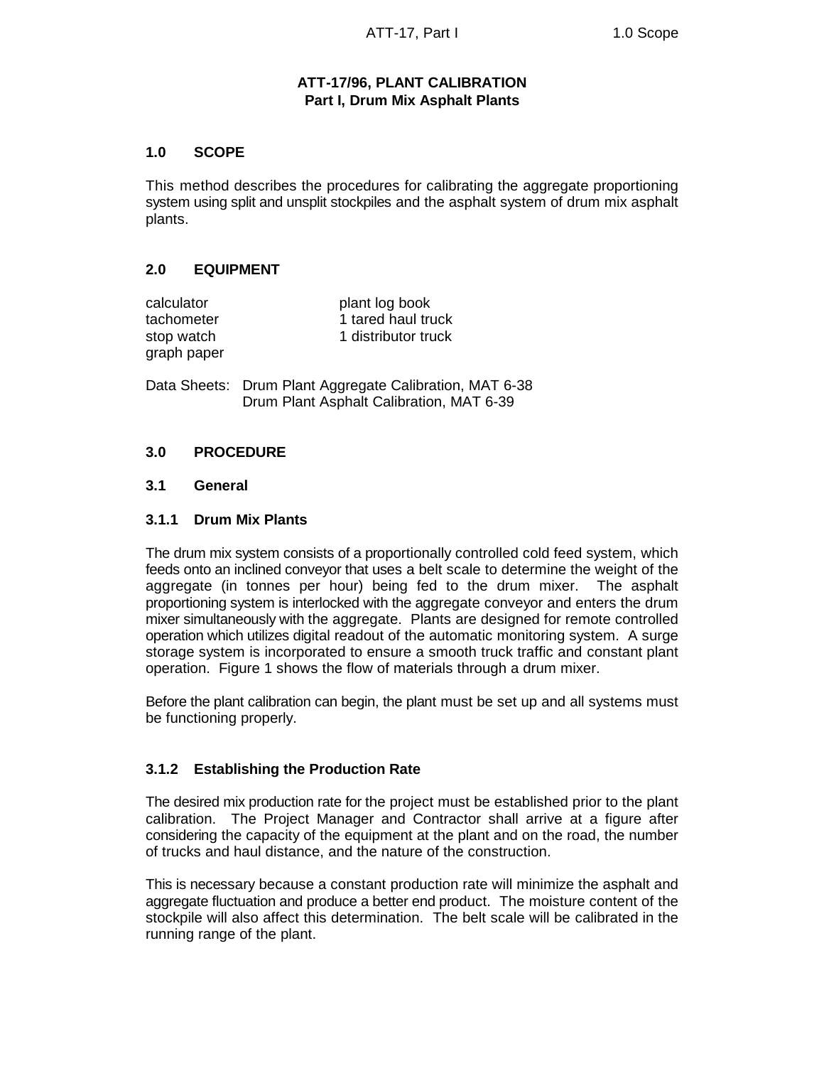# ATT-17/96, PLANT CALIBRATION
## Part I, Drum Mix Asphalt Plants

## 1.0 SCOPE

This method describes the procedures for calibrating the aggregate proportioning system using split and unsplit stockpiles and the asphalt system of drum mix asphalt plants.

## 2.0 EQUIPMENT

| | |
|---|---|
| calculator | plant log book |
| tachometer | 1 tared haul truck |
| stop watch | 1 distributor truck |
| graph paper | |

Data Sheets: Drum Plant Aggregate Calibration, MAT 6-38
Drum Plant Asphalt Calibration, MAT 6-39

## 3.0 PROCEDURE

### 3.1 General

#### 3.1.1 Drum Mix Plants

The drum mix system consists of a proportionally controlled cold feed system, which feeds onto an inclined conveyor that uses a belt scale to determine the weight of the aggregate (in tonnes per hour) being fed to the drum mixer. The asphalt proportioning system is interlocked with the aggregate conveyor and enters the drum mixer simultaneously with the aggregate. Plants are designed for remote controlled operation which utilizes digital readout of the automatic monitoring system. A surge storage system is incorporated to ensure a smooth truck traffic and constant plant operation. Figure 1 shows the flow of materials through a drum mixer.

Before the plant calibration can begin, the plant must be set up and all systems must be functioning properly.

#### 3.1.2 Establishing the Production Rate

The desired mix production rate for the project must be established prior to the plant calibration. The Project Manager and Contractor shall arrive at a figure after considering the capacity of the equipment at the plant and on the road, the number of trucks and haul distance, and the nature of the construction.

This is necessary because a constant production rate will minimize the asphalt and aggregate fluctuation and produce a better end product. The moisture content of the stockpile will also affect this determination. The belt scale will be calibrated in the running range of the plant.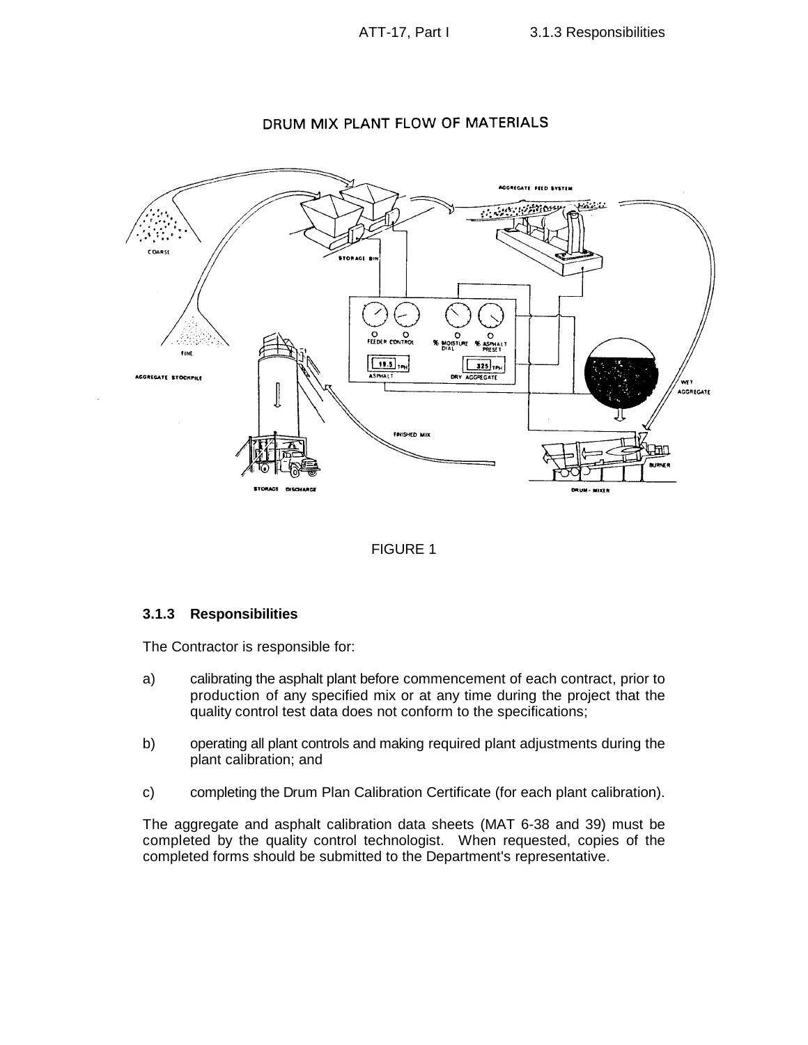DRUM MIX PLANT FLOW OF MATERIALS

FIGURE 1

### 3.1.3 Responsibilities

The Contractor is responsible for:

a) calibrating the asphalt plant before commencement of each contract, prior to production of any specified mix or at any time during the project that the quality control test data does not conform to the specifications;

b) operating all plant controls and making required plant adjustments during the plant calibration; and

c) completing the Drum Plan Calibration Certificate (for each plant calibration).

The aggregate and asphalt calibration data sheets (MAT 6-38 and 39) must be completed by the quality control technologist. When requested, copies of the completed forms should be submitted to the Department's representative.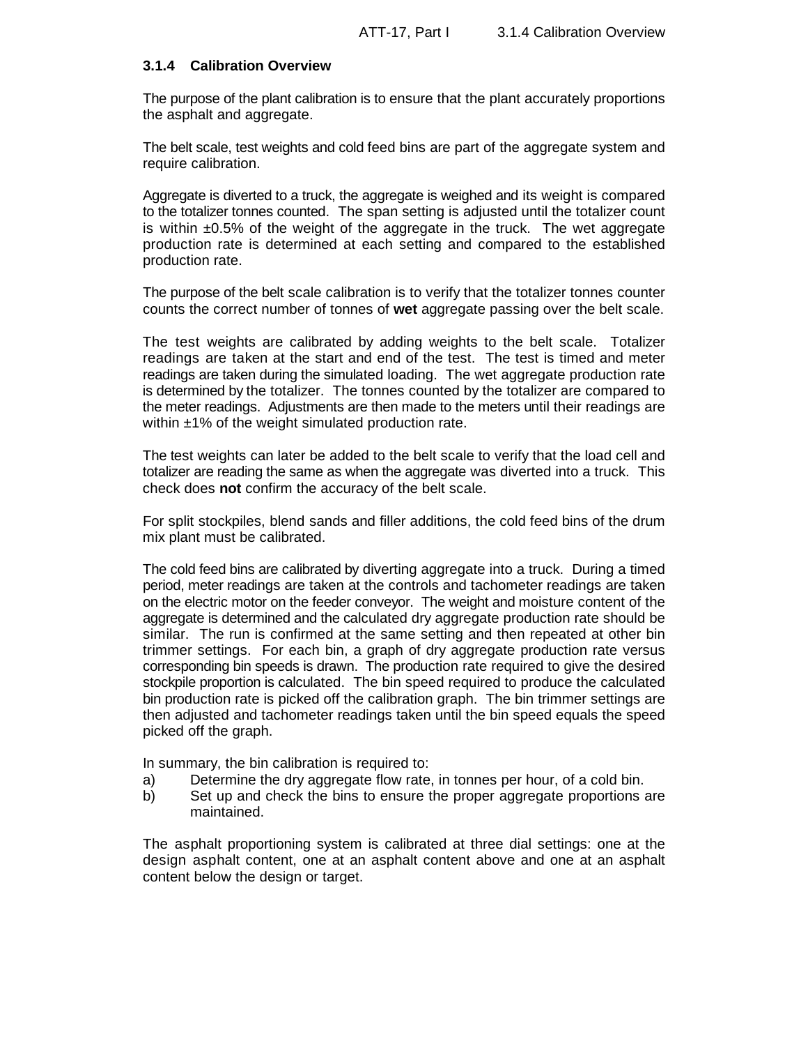### 3.1.4 Calibration Overview

The purpose of the plant calibration is to ensure that the plant accurately proportions the asphalt and aggregate.

The belt scale, test weights and cold feed bins are part of the aggregate system and require calibration.

Aggregate is diverted to a truck, the aggregate is weighed and its weight is compared to the totalizer tonnes counted. The span setting is adjusted until the totalizer count is within ±0.5% of the weight of the aggregate in the truck. The wet aggregate production rate is determined at each setting and compared to the established production rate.

The purpose of the belt scale calibration is to verify that the totalizer tonnes counter counts the correct number of tonnes of **wet** aggregate passing over the belt scale.

The test weights are calibrated by adding weights to the belt scale. Totalizer readings are taken at the start and end of the test. The test is timed and meter readings are taken during the simulated loading. The wet aggregate production rate is determined by the totalizer. The tonnes counted by the totalizer are compared to the meter readings. Adjustments are then made to the meters until their readings are within ±1% of the weight simulated production rate.

The test weights can later be added to the belt scale to verify that the load cell and totalizer are reading the same as when the aggregate was diverted into a truck. This check does **not** confirm the accuracy of the belt scale.

For split stockpiles, blend sands and filler additions, the cold feed bins of the drum mix plant must be calibrated.

The cold feed bins are calibrated by diverting aggregate into a truck. During a timed period, meter readings are taken at the controls and tachometer readings are taken on the electric motor on the feeder conveyor. The weight and moisture content of the aggregate is determined and the calculated dry aggregate production rate should be similar. The run is confirmed at the same setting and then repeated at other bin trimmer settings. For each bin, a graph of dry aggregate production rate versus corresponding bin speeds is drawn. The production rate required to give the desired stockpile proportion is calculated. The bin speed required to produce the calculated bin production rate is picked off the calibration graph. The bin trimmer settings are then adjusted and tachometer readings taken until the bin speed equals the speed picked off the graph.

In summary, the bin calibration is required to:

a) Determine the dry aggregate flow rate, in tonnes per hour, of a cold bin.
b) Set up and check the bins to ensure the proper aggregate proportions are maintained.

The asphalt proportioning system is calibrated at three dial settings: one at the design asphalt content, one at an asphalt content above and one at an asphalt content below the design or target.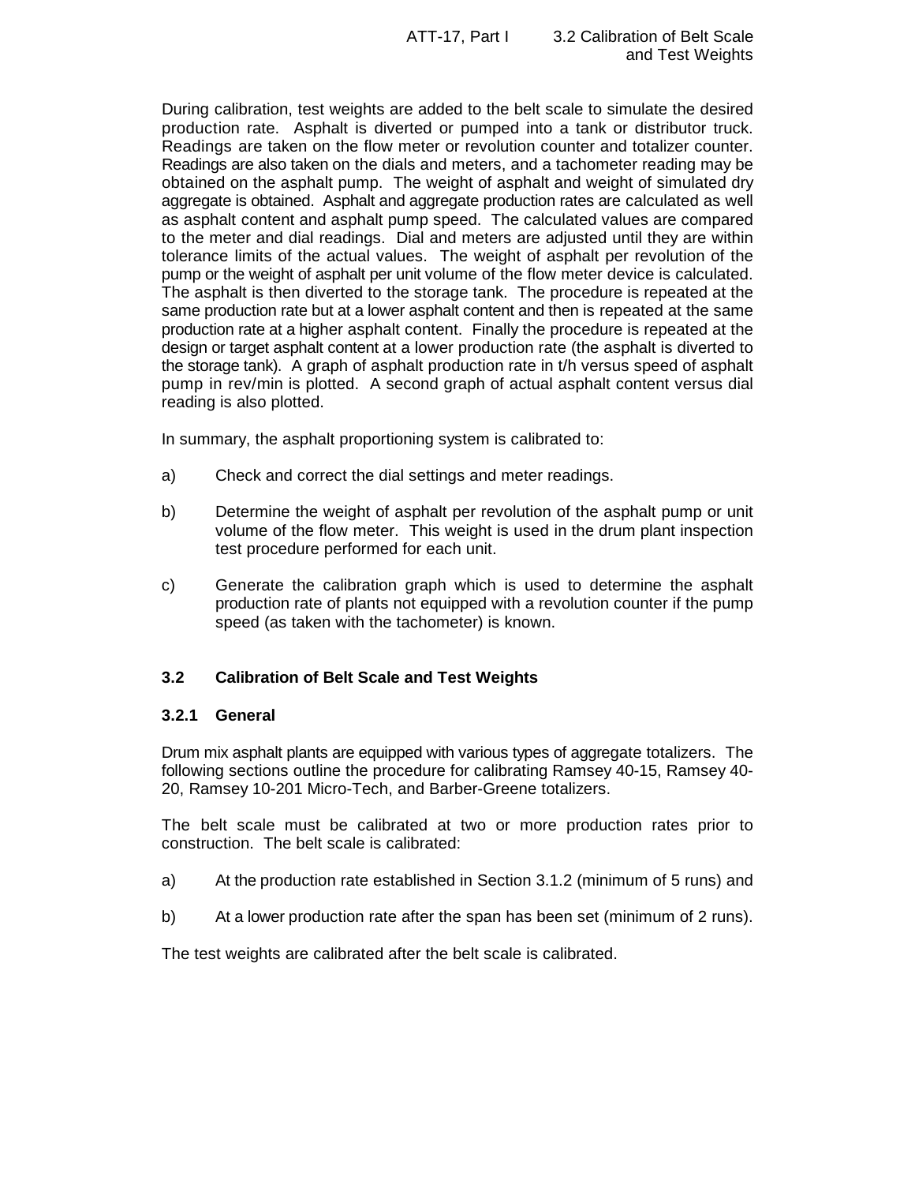During calibration, test weights are added to the belt scale to simulate the desired production rate. Asphalt is diverted or pumped into a tank or distributor truck. Readings are taken on the flow meter or revolution counter and totalizer counter. Readings are also taken on the dials and meters, and a tachometer reading may be obtained on the asphalt pump. The weight of asphalt and weight of simulated dry aggregate is obtained. Asphalt and aggregate production rates are calculated as well as asphalt content and asphalt pump speed. The calculated values are compared to the meter and dial readings. Dial and meters are adjusted until they are within tolerance limits of the actual values. The weight of asphalt per revolution of the pump or the weight of asphalt per unit volume of the flow meter device is calculated. The asphalt is then diverted to the storage tank. The procedure is repeated at the same production rate but at a lower asphalt content and then is repeated at the same production rate at a higher asphalt content. Finally the procedure is repeated at the design or target asphalt content at a lower production rate (the asphalt is diverted to the storage tank). A graph of asphalt production rate in t/h versus speed of asphalt pump in rev/min is plotted. A second graph of actual asphalt content versus dial reading is also plotted.

In summary, the asphalt proportioning system is calibrated to:

a) Check and correct the dial settings and meter readings.

b) Determine the weight of asphalt per revolution of the asphalt pump or unit volume of the flow meter. This weight is used in the drum plant inspection test procedure performed for each unit.

c) Generate the calibration graph which is used to determine the asphalt production rate of plants not equipped with a revolution counter if the pump speed (as taken with the tachometer) is known.

## 3.2 Calibration of Belt Scale and Test Weights

### 3.2.1 General

Drum mix asphalt plants are equipped with various types of aggregate totalizers. The following sections outline the procedure for calibrating Ramsey 40-15, Ramsey 40-20, Ramsey 10-201 Micro-Tech, and Barber-Greene totalizers.

The belt scale must be calibrated at two or more production rates prior to construction. The belt scale is calibrated:

a) At the production rate established in Section 3.1.2 (minimum of 5 runs) and

b) At a lower production rate after the span has been set (minimum of 2 runs).

The test weights are calibrated after the belt scale is calibrated.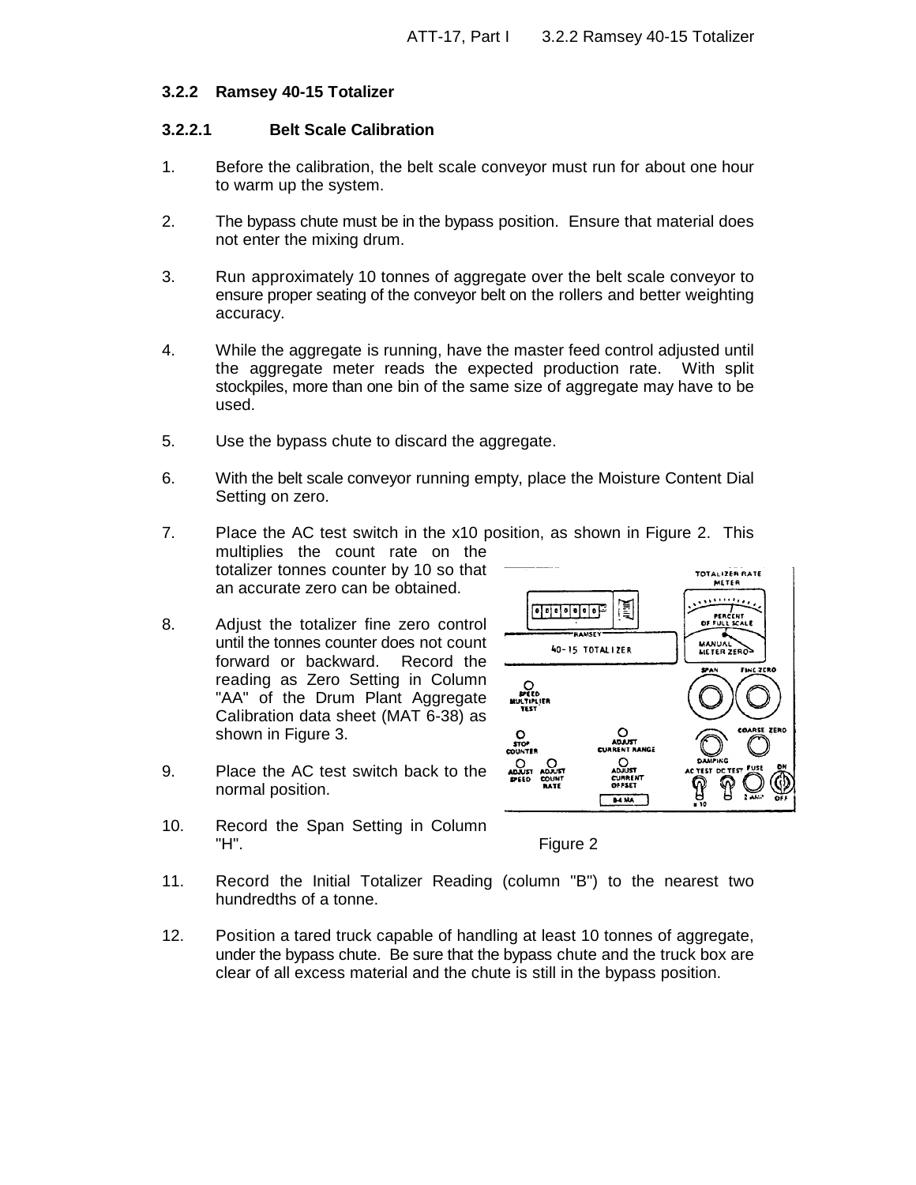### 3.2.2 Ramsey 40-15 Totalizer

#### 3.2.2.1 Belt Scale Calibration

1. Before the calibration, the belt scale conveyor must run for about one hour to warm up the system.

2. The bypass chute must be in the bypass position. Ensure that material does not enter the mixing drum.

3. Run approximately 10 tonnes of aggregate over the belt scale conveyor to ensure proper seating of the conveyor belt on the rollers and better weighting accuracy.

4. While the aggregate is running, have the master feed control adjusted until the aggregate meter reads the expected production rate. With split stockpiles, more than one bin of the same size of aggregate may have to be used.

5. Use the bypass chute to discard the aggregate.

6. With the belt scale conveyor running empty, place the Moisture Content Dial Setting on zero.

7. Place the AC test switch in the x10 position, as shown in Figure 2. This multiplies the count rate on the totalizer tonnes counter by 10 so that an accurate zero can be obtained.

8. Adjust the totalizer fine zero control until the tonnes counter does not count forward or backward. Record the reading as Zero Setting in Column "AA" of the Drum Plant Aggregate Calibration data sheet (MAT 6-38) as shown in Figure 3.

9. Place the AC test switch back to the normal position.

10. Record the Span Setting in Column "H".

Figure 2

11. Record the Initial Totalizer Reading (column "B") to the nearest two hundredths of a tonne.

12. Position a tared truck capable of handling at least 10 tonnes of aggregate, under the bypass chute. Be sure that the bypass chute and the truck box are clear of all excess material and the chute is still in the bypass position.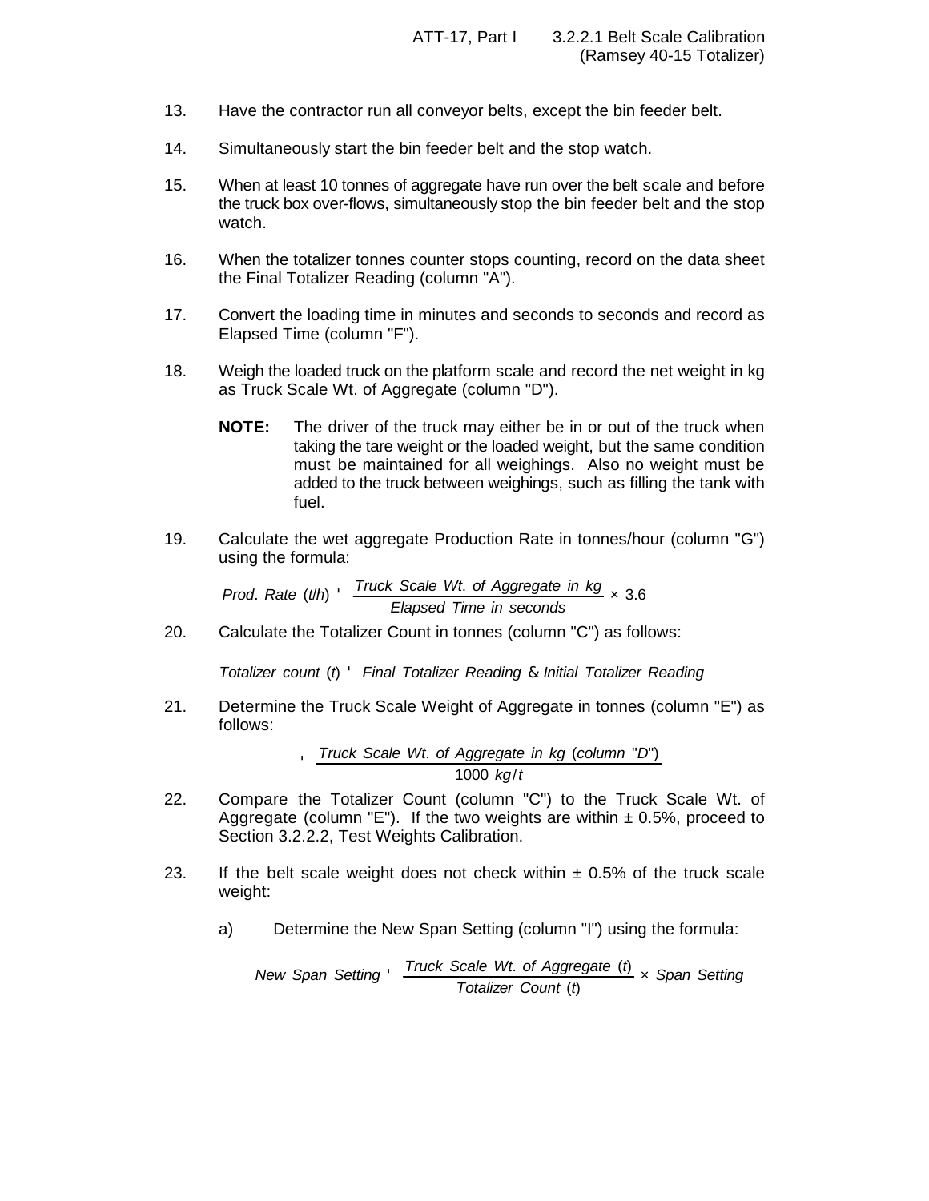13. Have the contractor run all conveyor belts, except the bin feeder belt.

14. Simultaneously start the bin feeder belt and the stop watch.

15. When at least 10 tonnes of aggregate have run over the belt scale and before the truck box over-flows, simultaneously stop the bin feeder belt and the stop watch.

16. When the totalizer tonnes counter stops counting, record on the data sheet the Final Totalizer Reading (column "A").

17. Convert the loading time in minutes and seconds to seconds and record as Elapsed Time (column "F").

18. Weigh the loaded truck on the platform scale and record the net weight in kg as Truck Scale Wt. of Aggregate (column "D").

    **NOTE:** The driver of the truck may either be in or out of the truck when taking the tare weight or the loaded weight, but the same condition must be maintained for all weighings. Also no weight must be added to the truck between weighings, such as filling the tank with fuel.

19. Calculate the wet aggregate Production Rate in tonnes/hour (column "G") using the formula:

$$Prod.\ Rate\ (t/h) = \frac{Truck\ Scale\ Wt.\ of\ Aggregate\ in\ kg}{Elapsed\ Time\ in\ seconds} \times 3.6$$

20. Calculate the Totalizer Count in tonnes (column "C") as follows:

$$Totalizer\ count\ (t) = Final\ Totalizer\ Reading - Initial\ Totalizer\ Reading$$

21. Determine the Truck Scale Weight of Aggregate in tonnes (column "E") as follows:

$$= \frac{Truck\ Scale\ Wt.\ of\ Aggregate\ in\ kg\ (column\ "D")}{1000\ kg/t}$$

22. Compare the Totalizer Count (column "C") to the Truck Scale Wt. of Aggregate (column "E"). If the two weights are within ± 0.5%, proceed to Section 3.2.2.2, Test Weights Calibration.

23. If the belt scale weight does not check within ± 0.5% of the truck scale weight:

    a) Determine the New Span Setting (column "I") using the formula:

$$New\ Span\ Setting = \frac{Truck\ Scale\ Wt.\ of\ Aggregate\ (t)}{Totalizer\ Count\ (t)} \times Span\ Setting$$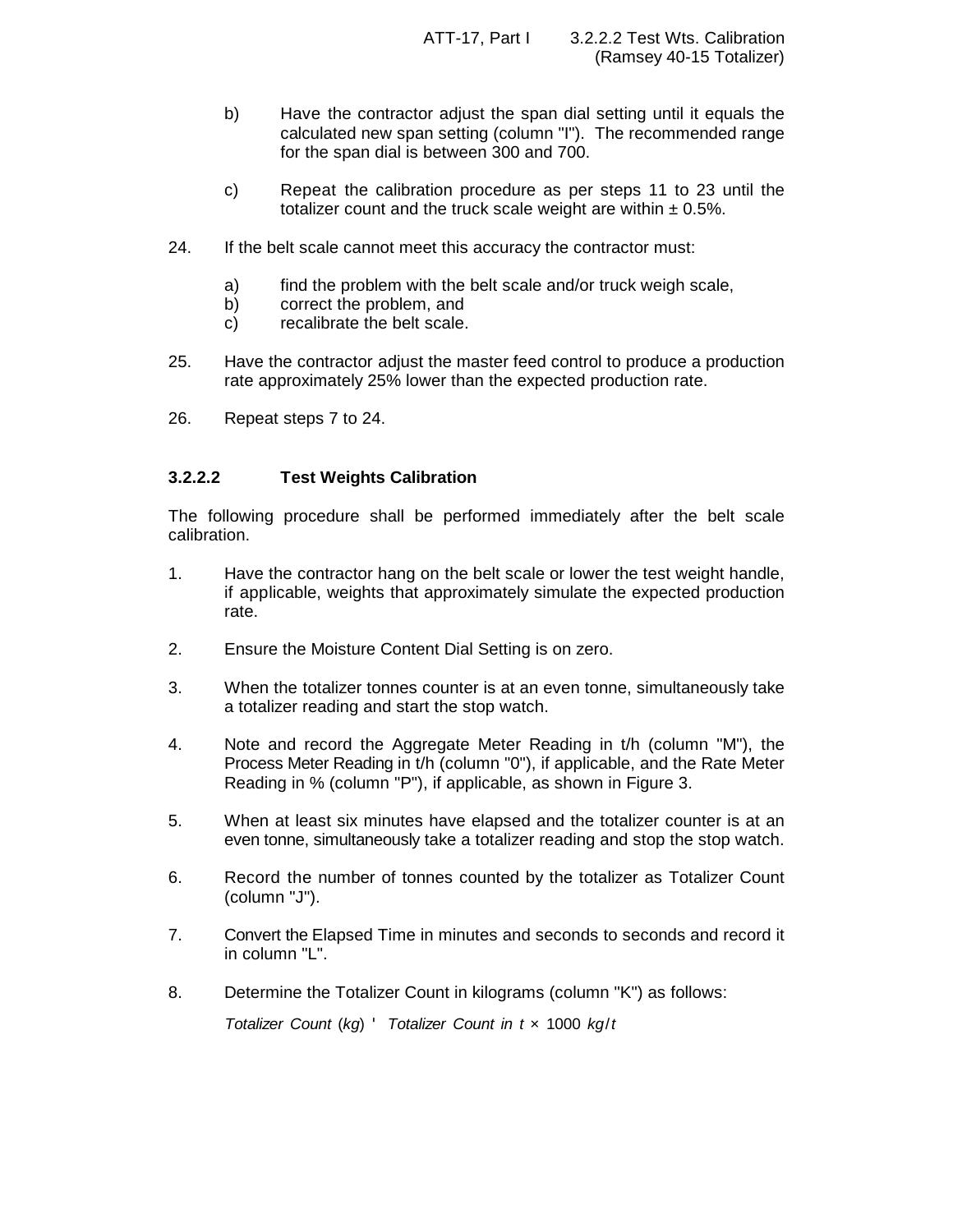b) Have the contractor adjust the span dial setting until it equals the calculated new span setting (column "I"). The recommended range for the span dial is between 300 and 700.

c) Repeat the calibration procedure as per steps 11 to 23 until the totalizer count and the truck scale weight are within ± 0.5%.

24. If the belt scale cannot meet this accuracy the contractor must:

    a) find the problem with the belt scale and/or truck weigh scale,
    b) correct the problem, and
    c) recalibrate the belt scale.

25. Have the contractor adjust the master feed control to produce a production rate approximately 25% lower than the expected production rate.

26. Repeat steps 7 to 24.

### 3.2.2.2 Test Weights Calibration

The following procedure shall be performed immediately after the belt scale calibration.

1. Have the contractor hang on the belt scale or lower the test weight handle, if applicable, weights that approximately simulate the expected production rate.

2. Ensure the Moisture Content Dial Setting is on zero.

3. When the totalizer tonnes counter is at an even tonne, simultaneously take a totalizer reading and start the stop watch.

4. Note and record the Aggregate Meter Reading in t/h (column "M"), the Process Meter Reading in t/h (column "0"), if applicable, and the Rate Meter Reading in % (column "P"), if applicable, as shown in Figure 3.

5. When at least six minutes have elapsed and the totalizer counter is at an even tonne, simultaneously take a totalizer reading and stop the stop watch.

6. Record the number of tonnes counted by the totalizer as Totalizer Count (column "J").

7. Convert the Elapsed Time in minutes and seconds to seconds and record it in column "L".

8. Determine the Totalizer Count in kilograms (column "K") as follows:

$$\textit{Totalizer Count (kg)} = \textit{Totalizer Count in t} \times 1000 \ kg/t$$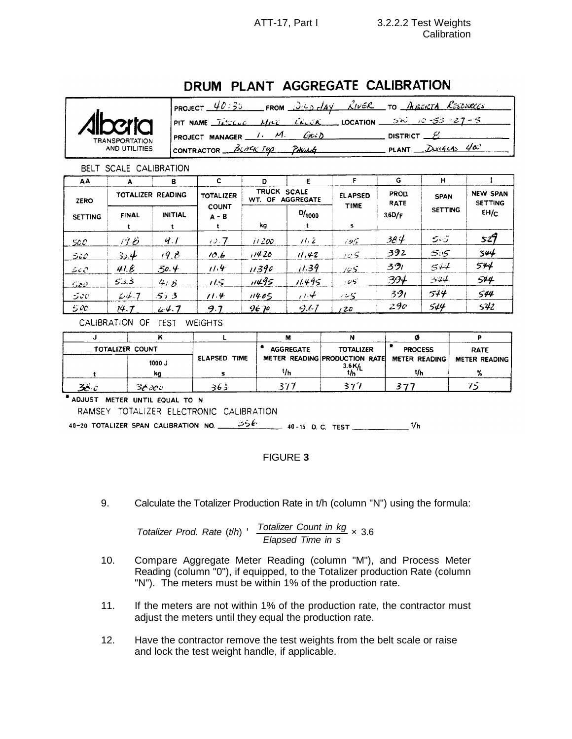# DRUM PLANT AGGREGATE CALIBRATION

Alberta TRANSPORTATION AND UTILITIES

PROJECT 40:30 FROM OLD HAY RIVER TO ALBERTA RESOURCES

PIT NAME TWELVE MILE CREEK LOCATION SW 10-53-27-5

PROJECT MANAGER I. M. GOOD DISTRICT 8

CONTRACTOR BLACK TOP PAVING PLANT DOUGLAS 400

BELT SCALE CALIBRATION

| AA | A | B | C | D | E | F | G | H | I |
|---|---|---|---|---|---|---|---|---|---|
| ZERO SETTING | TOTALIZER READING | | TOTALIZER COUNT A - B | TRUCK SCALE WT. OF AGGREGATE | | ELAPSED TIME | PROD. RATE 3.6D/F | SPAN SETTING | NEW SPAN SETTING EH/C |
| | FINAL t | INITIAL t | t | kg | D/1000 t | s | | | |
| 500 | 19.8 | 9.1 | 10.7 | 11200 | 11.2 | 105 | 384 | 505 | 529 |
| 500 | 30.4 | 19.8 | 10.6 | 11420 | 11.42 | 105 | 392 | 505 | 544 |
| 500 | 41.8 | 30.4 | 11.4 | 11390 | 11.39 | 105 | 391 | 544 | 544 |
| 500 | 53.3 | 41.8 | 11.5 | 11495 | 11.495 | 105 | 394 | 544 | 544 |
| 500 | 64.7 | 53.3 | 11.4 | 11405 | 11.4 | 105 | 391 | 544 | 544 |
| 500 | 74.7 | 64.7 | 9.7 | 9670 | 9.67 | 120 | 290 | 544 | 542 |

CALIBRATION OF TEST WEIGHTS

| J | K | L | M | N | Ø | P |
|---|---|---|---|---|---|---|
| TOTALIZER COUNT | | ELAPSED TIME | * AGGREGATE METER READING | TOTALIZER PRODUCTION RATE 3.6K/L | * PROCESS METER READING | RATE METER READING |
| t | 1000 J kg | s | t/h | t/h | t/h | % |
| 38.0 | 38000 | 363 | 377 | 377 | 377 | 75 |

\* ADJUST METER UNTIL EQUAL TO N

RAMSEY TOTALIZER ELECTRONIC CALIBRATION

40-20 TOTALIZER SPAN CALIBRATION NO. 356 40-15 D. C. TEST ______ t/h

FIGURE **3**

9. Calculate the Totalizer Production Rate in t/h (column "N") using the formula:

$$Totalizer\ Prod.\ Rate\ (t/h) = \frac{Totalizer\ Count\ in\ kg}{Elapsed\ Time\ in\ s} \times 3.6$$

10. Compare Aggregate Meter Reading (column "M"), and Process Meter Reading (column "0"), if equipped, to the Totalizer production Rate (column "N"). The meters must be within 1% of the production rate.

11. If the meters are not within 1% of the production rate, the contractor must adjust the meters until they equal the production rate.

12. Have the contractor remove the test weights from the belt scale or raise and lock the test weight handle, if applicable.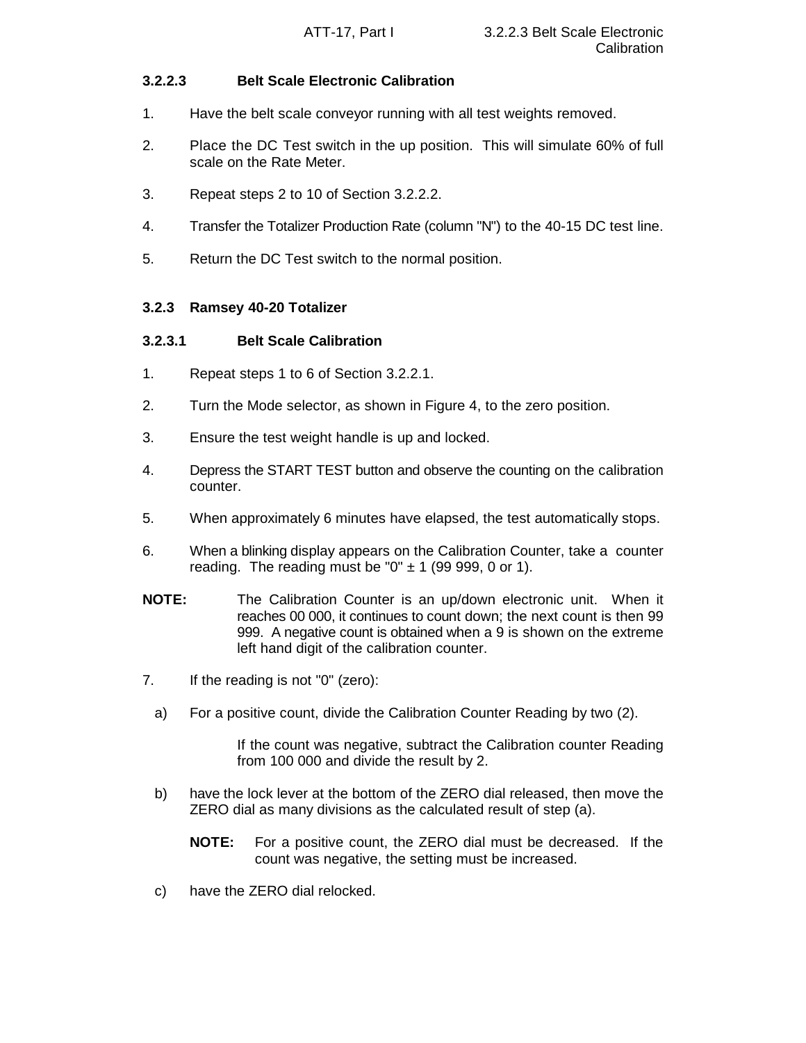### 3.2.2.3 Belt Scale Electronic Calibration

1. Have the belt scale conveyor running with all test weights removed.

2. Place the DC Test switch in the up position. This will simulate 60% of full scale on the Rate Meter.

3. Repeat steps 2 to 10 of Section 3.2.2.2.

4. Transfer the Totalizer Production Rate (column "N") to the 40-15 DC test line.

5. Return the DC Test switch to the normal position.

## 3.2.3 Ramsey 40-20 Totalizer

### 3.2.3.1 Belt Scale Calibration

1. Repeat steps 1 to 6 of Section 3.2.2.1.

2. Turn the Mode selector, as shown in Figure 4, to the zero position.

3. Ensure the test weight handle is up and locked.

4. Depress the START TEST button and observe the counting on the calibration counter.

5. When approximately 6 minutes have elapsed, the test automatically stops.

6. When a blinking display appears on the Calibration Counter, take a counter reading. The reading must be "0" ± 1 (99 999, 0 or 1).

**NOTE:** The Calibration Counter is an up/down electronic unit. When it reaches 00 000, it continues to count down; the next count is then 99 999. A negative count is obtained when a 9 is shown on the extreme left hand digit of the calibration counter.

7. If the reading is not "0" (zero):

   a) For a positive count, divide the Calibration Counter Reading by two (2).

      If the count was negative, subtract the Calibration counter Reading from 100 000 and divide the result by 2.

   b) have the lock lever at the bottom of the ZERO dial released, then move the ZERO dial as many divisions as the calculated result of step (a).

      **NOTE:** For a positive count, the ZERO dial must be decreased. If the count was negative, the setting must be increased.

   c) have the ZERO dial relocked.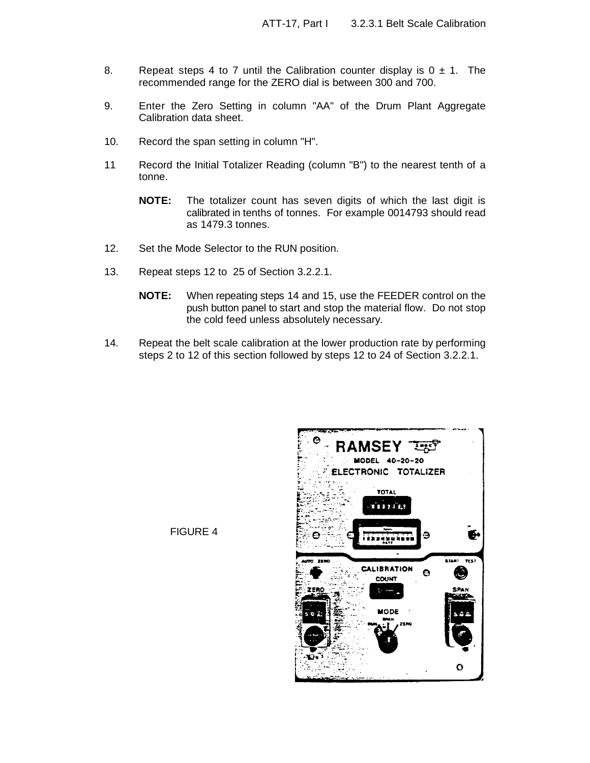8. Repeat steps 4 to 7 until the Calibration counter display is 0 ± 1. The recommended range for the ZERO dial is between 300 and 700.

9. Enter the Zero Setting in column "AA" of the Drum Plant Aggregate Calibration data sheet.

10. Record the span setting in column "H".

11 Record the Initial Totalizer Reading (column "B") to the nearest tenth of a tonne.

   **NOTE:** The totalizer count has seven digits of which the last digit is calibrated in tenths of tonnes. For example 0014793 should read as 1479.3 tonnes.

12. Set the Mode Selector to the RUN position.

13. Repeat steps 12 to 25 of Section 3.2.2.1.

   **NOTE:** When repeating steps 14 and 15, use the FEEDER control on the push button panel to start and stop the material flow. Do not stop the cold feed unless absolutely necessary.

14. Repeat the belt scale calibration at the lower production rate by performing steps 2 to 12 of this section followed by steps 12 to 24 of Section 3.2.2.1.

FIGURE 4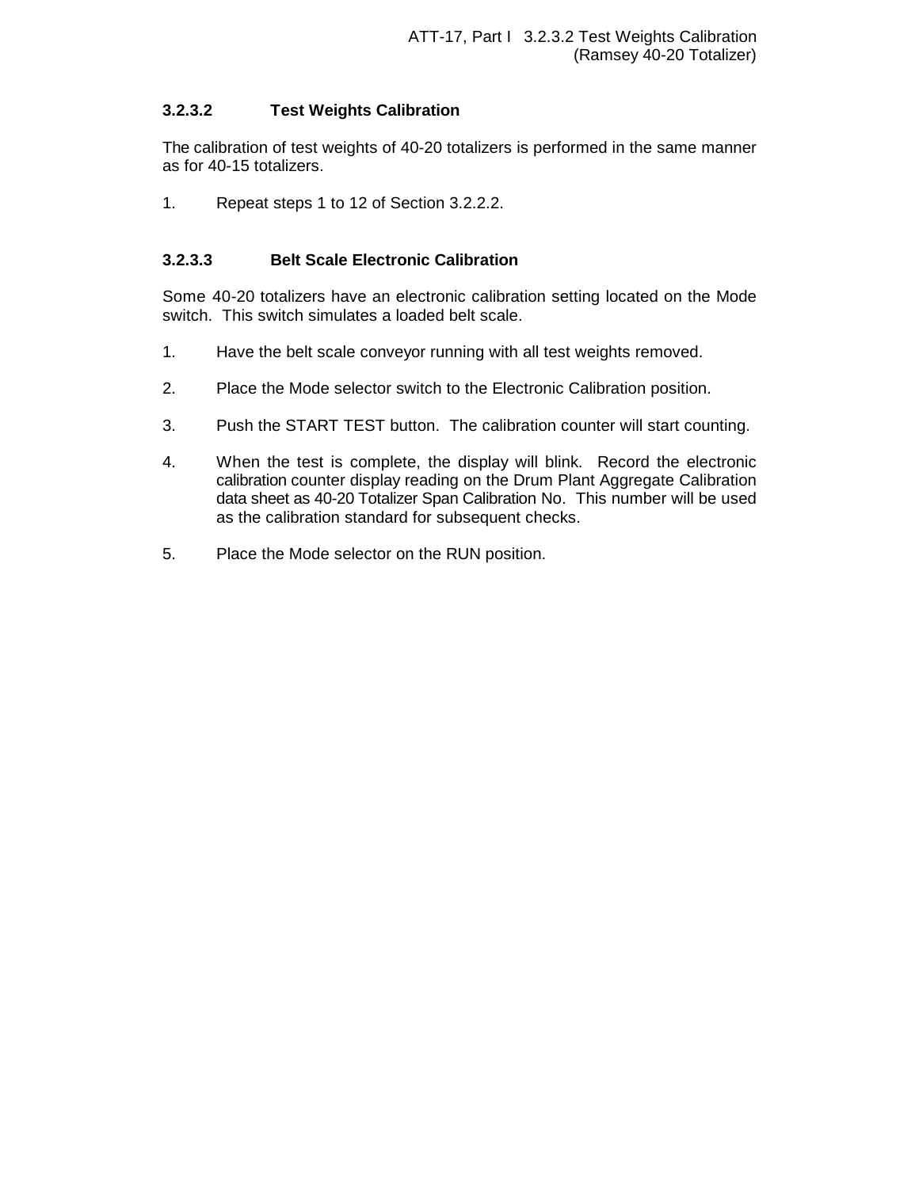### 3.2.3.2 Test Weights Calibration

The calibration of test weights of 40-20 totalizers is performed in the same manner as for 40-15 totalizers.

1. Repeat steps 1 to 12 of Section 3.2.2.2.

### 3.2.3.3 Belt Scale Electronic Calibration

Some 40-20 totalizers have an electronic calibration setting located on the Mode switch. This switch simulates a loaded belt scale.

1. Have the belt scale conveyor running with all test weights removed.
2. Place the Mode selector switch to the Electronic Calibration position.
3. Push the START TEST button. The calibration counter will start counting.
4. When the test is complete, the display will blink. Record the electronic calibration counter display reading on the Drum Plant Aggregate Calibration data sheet as 40-20 Totalizer Span Calibration No. This number will be used as the calibration standard for subsequent checks.
5. Place the Mode selector on the RUN position.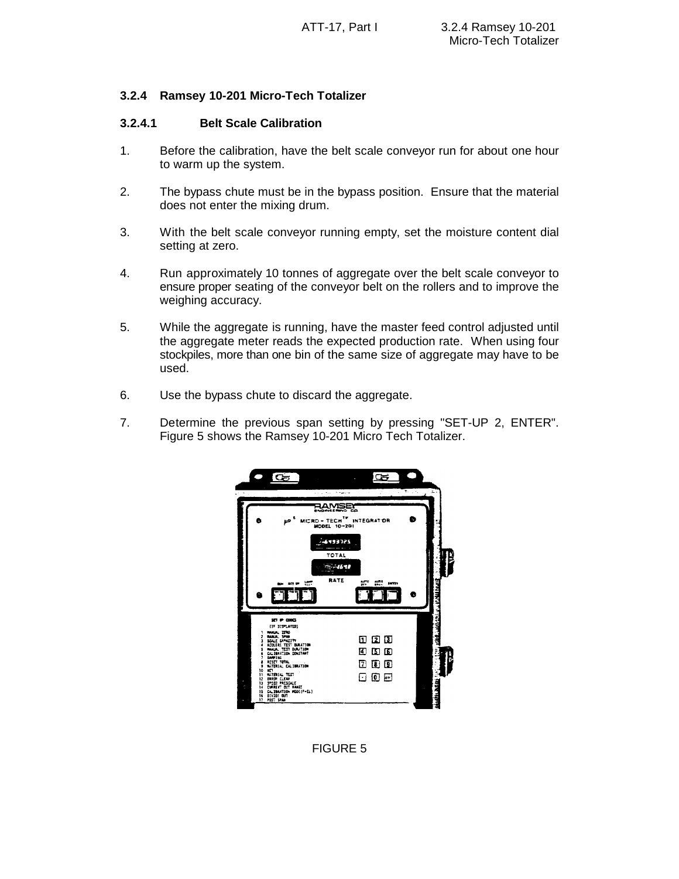### 3.2.4 Ramsey 10-201 Micro-Tech Totalizer

#### 3.2.4.1 Belt Scale Calibration

1. Before the calibration, have the belt scale conveyor run for about one hour to warm up the system.

2. The bypass chute must be in the bypass position. Ensure that the material does not enter the mixing drum.

3. With the belt scale conveyor running empty, set the moisture content dial setting at zero.

4. Run approximately 10 tonnes of aggregate over the belt scale conveyor to ensure proper seating of the conveyor belt on the rollers and to improve the weighing accuracy.

5. While the aggregate is running, have the master feed control adjusted until the aggregate meter reads the expected production rate. When using four stockpiles, more than one bin of the same size of aggregate may have to be used.

6. Use the bypass chute to discard the aggregate.

7. Determine the previous span setting by pressing "SET-UP 2, ENTER". Figure 5 shows the Ramsey 10-201 Micro Tech Totalizer.

FIGURE 5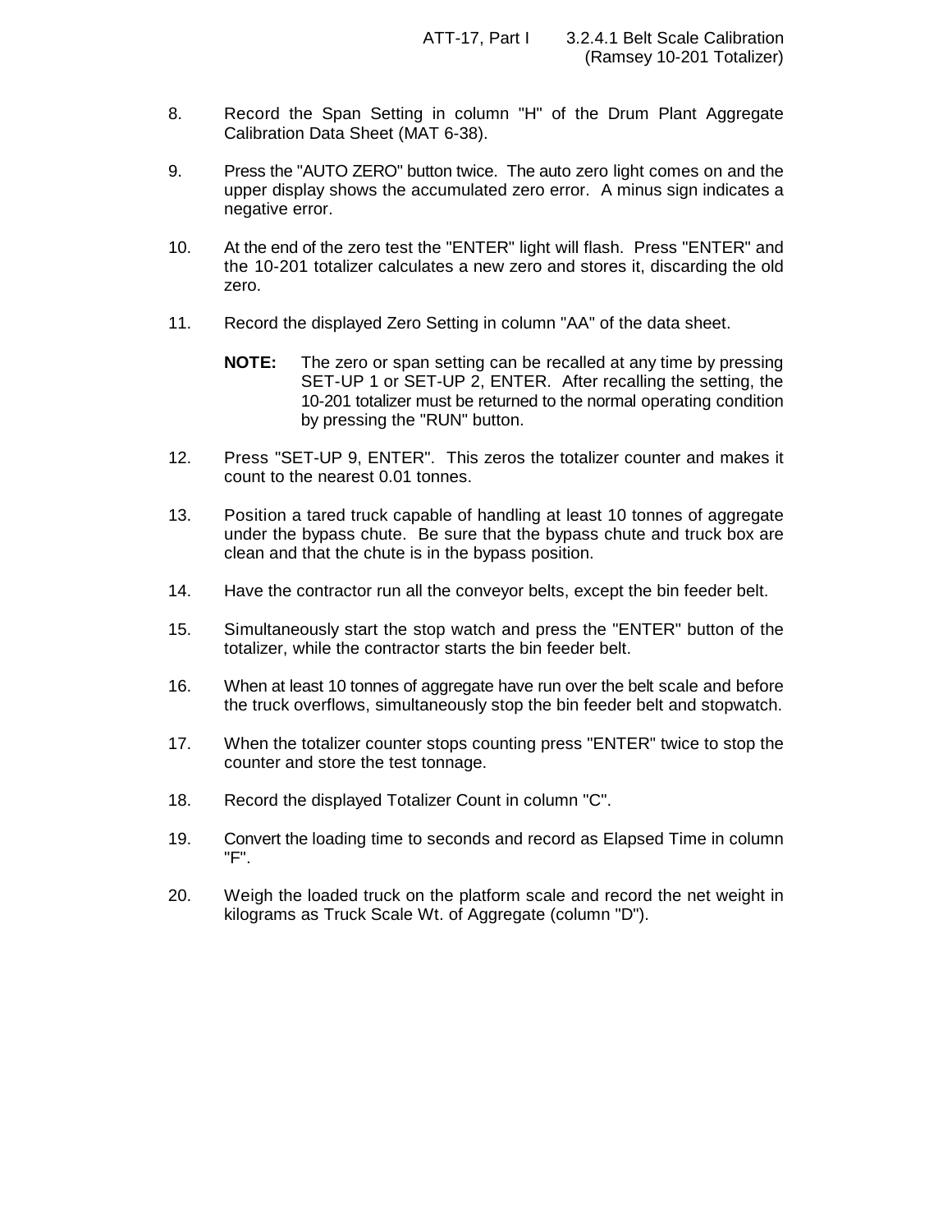8. Record the Span Setting in column "H" of the Drum Plant Aggregate Calibration Data Sheet (MAT 6-38).

9. Press the "AUTO ZERO" button twice. The auto zero light comes on and the upper display shows the accumulated zero error. A minus sign indicates a negative error.

10. At the end of the zero test the "ENTER" light will flash. Press "ENTER" and the 10-201 totalizer calculates a new zero and stores it, discarding the old zero.

11. Record the displayed Zero Setting in column "AA" of the data sheet.

    **NOTE:** The zero or span setting can be recalled at any time by pressing SET-UP 1 or SET-UP 2, ENTER. After recalling the setting, the 10-201 totalizer must be returned to the normal operating condition by pressing the "RUN" button.

12. Press "SET-UP 9, ENTER". This zeros the totalizer counter and makes it count to the nearest 0.01 tonnes.

13. Position a tared truck capable of handling at least 10 tonnes of aggregate under the bypass chute. Be sure that the bypass chute and truck box are clean and that the chute is in the bypass position.

14. Have the contractor run all the conveyor belts, except the bin feeder belt.

15. Simultaneously start the stop watch and press the "ENTER" button of the totalizer, while the contractor starts the bin feeder belt.

16. When at least 10 tonnes of aggregate have run over the belt scale and before the truck overflows, simultaneously stop the bin feeder belt and stopwatch.

17. When the totalizer counter stops counting press "ENTER" twice to stop the counter and store the test tonnage.

18. Record the displayed Totalizer Count in column "C".

19. Convert the loading time to seconds and record as Elapsed Time in column "F".

20. Weigh the loaded truck on the platform scale and record the net weight in kilograms as Truck Scale Wt. of Aggregate (column "D").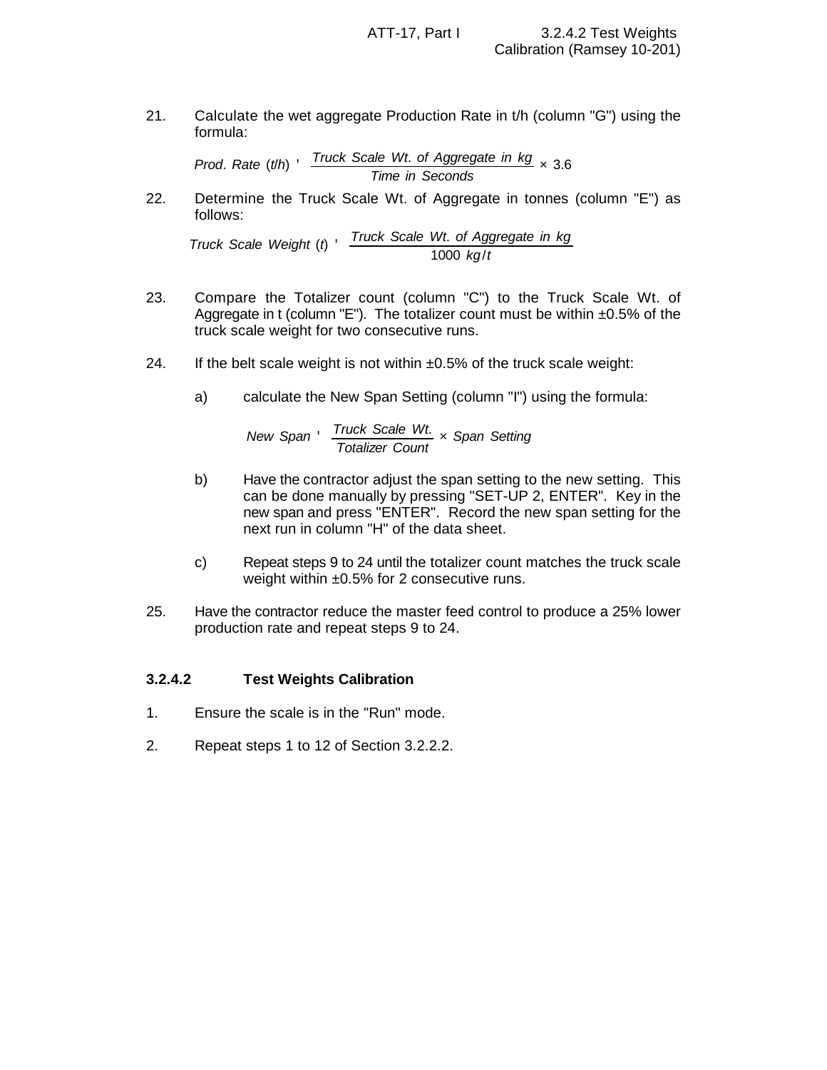21. Calculate the wet aggregate Production Rate in t/h (column "G") using the formula:

$$Prod.\ Rate\ (t/h) = \frac{Truck\ Scale\ Wt.\ of\ Aggregate\ in\ kg}{Time\ in\ Seconds} \times 3.6$$

22. Determine the Truck Scale Wt. of Aggregate in tonnes (column "E") as follows:

$$Truck\ Scale\ Weight\ (t) = \frac{Truck\ Scale\ Wt.\ of\ Aggregate\ in\ kg}{1000\ kg/t}$$

23. Compare the Totalizer count (column "C") to the Truck Scale Wt. of Aggregate in t (column "E"). The totalizer count must be within ±0.5% of the truck scale weight for two consecutive runs.

24. If the belt scale weight is not within ±0.5% of the truck scale weight:

    a) calculate the New Span Setting (column "I") using the formula:

    $$New\ Span = \frac{Truck\ Scale\ Wt.}{Totalizer\ Count} \times Span\ Setting$$

    b) Have the contractor adjust the span setting to the new setting. This can be done manually by pressing "SET-UP 2, ENTER". Key in the new span and press "ENTER". Record the new span setting for the next run in column "H" of the data sheet.

    c) Repeat steps 9 to 24 until the totalizer count matches the truck scale weight within ±0.5% for 2 consecutive runs.

25. Have the contractor reduce the master feed control to produce a 25% lower production rate and repeat steps 9 to 24.

### 3.2.4.2 Test Weights Calibration

1. Ensure the scale is in the "Run" mode.
2. Repeat steps 1 to 12 of Section 3.2.2.2.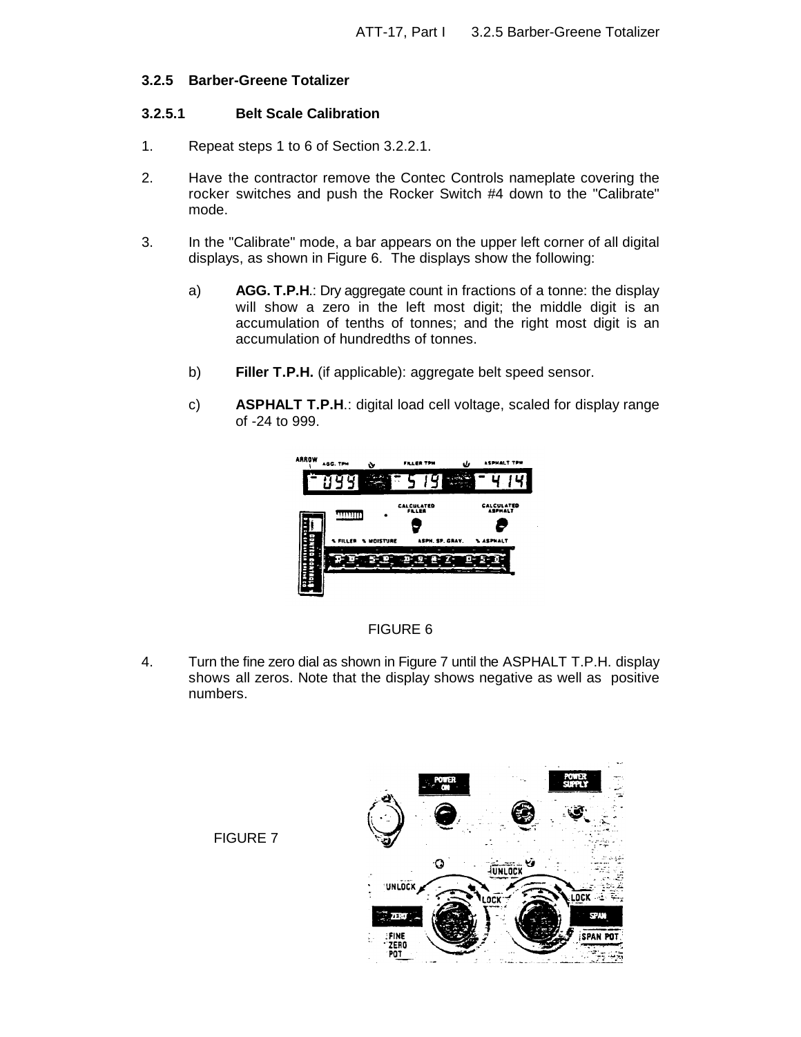### 3.2.5 Barber-Greene Totalizer

#### 3.2.5.1 Belt Scale Calibration

1. Repeat steps 1 to 6 of Section 3.2.2.1.

2. Have the contractor remove the Contec Controls nameplate covering the rocker switches and push the Rocker Switch #4 down to the "Calibrate" mode.

3. In the "Calibrate" mode, a bar appears on the upper left corner of all digital displays, as shown in Figure 6. The displays show the following:

   a) **AGG. T.P.H**.: Dry aggregate count in fractions of a tonne: the display will show a zero in the left most digit; the middle digit is an accumulation of tenths of tonnes; and the right most digit is an accumulation of hundredths of tonnes.

   b) **Filler T.P.H.** (if applicable): aggregate belt speed sensor.

   c) **ASPHALT T.P.H**.: digital load cell voltage, scaled for display range of -24 to 999.

FIGURE 6

4. Turn the fine zero dial as shown in Figure 7 until the ASPHALT T.P.H. display shows all zeros. Note that the display shows negative as well as positive numbers.

FIGURE 7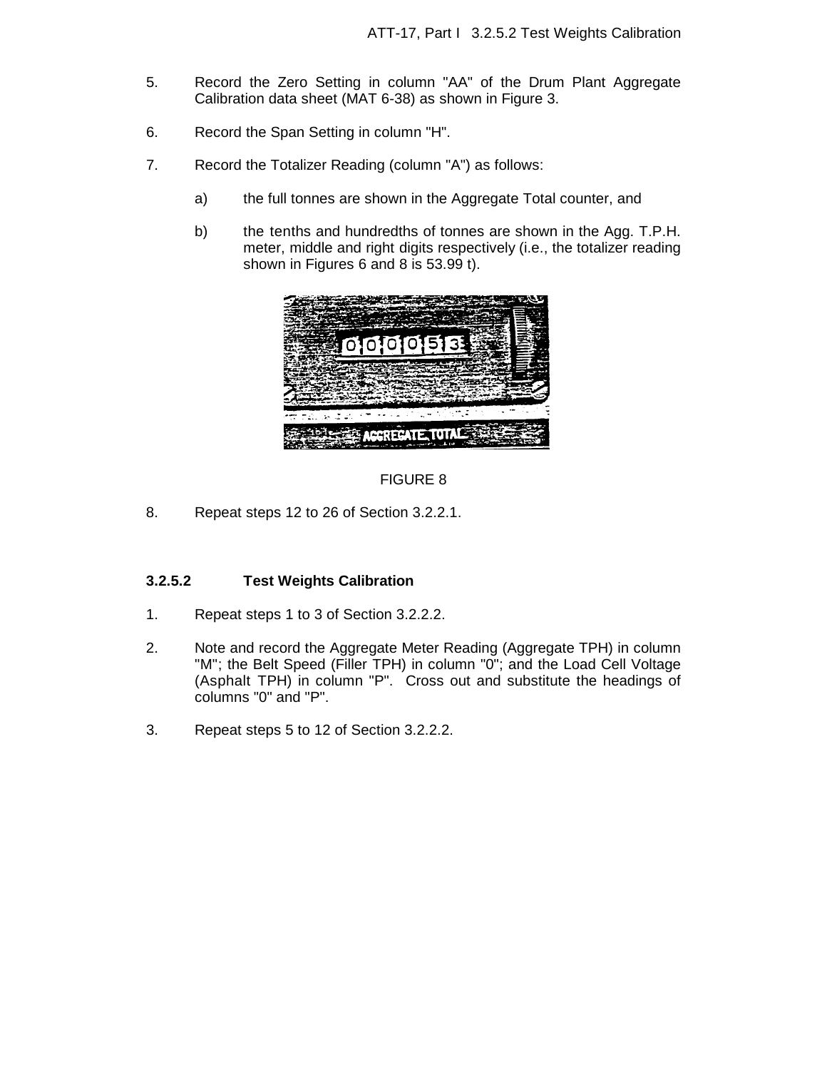5. Record the Zero Setting in column "AA" of the Drum Plant Aggregate Calibration data sheet (MAT 6-38) as shown in Figure 3.

6. Record the Span Setting in column "H".

7. Record the Totalizer Reading (column "A") as follows:

   a) the full tonnes are shown in the Aggregate Total counter, and

   b) the tenths and hundredths of tonnes are shown in the Agg. T.P.H. meter, middle and right digits respectively (i.e., the totalizer reading shown in Figures 6 and 8 is 53.99 t).

FIGURE 8

8. Repeat steps 12 to 26 of Section 3.2.2.1.

### 3.2.5.2 Test Weights Calibration

1. Repeat steps 1 to 3 of Section 3.2.2.2.

2. Note and record the Aggregate Meter Reading (Aggregate TPH) in column "M"; the Belt Speed (Filler TPH) in column "0"; and the Load Cell Voltage (Asphalt TPH) in column "P". Cross out and substitute the headings of columns "0" and "P".

3. Repeat steps 5 to 12 of Section 3.2.2.2.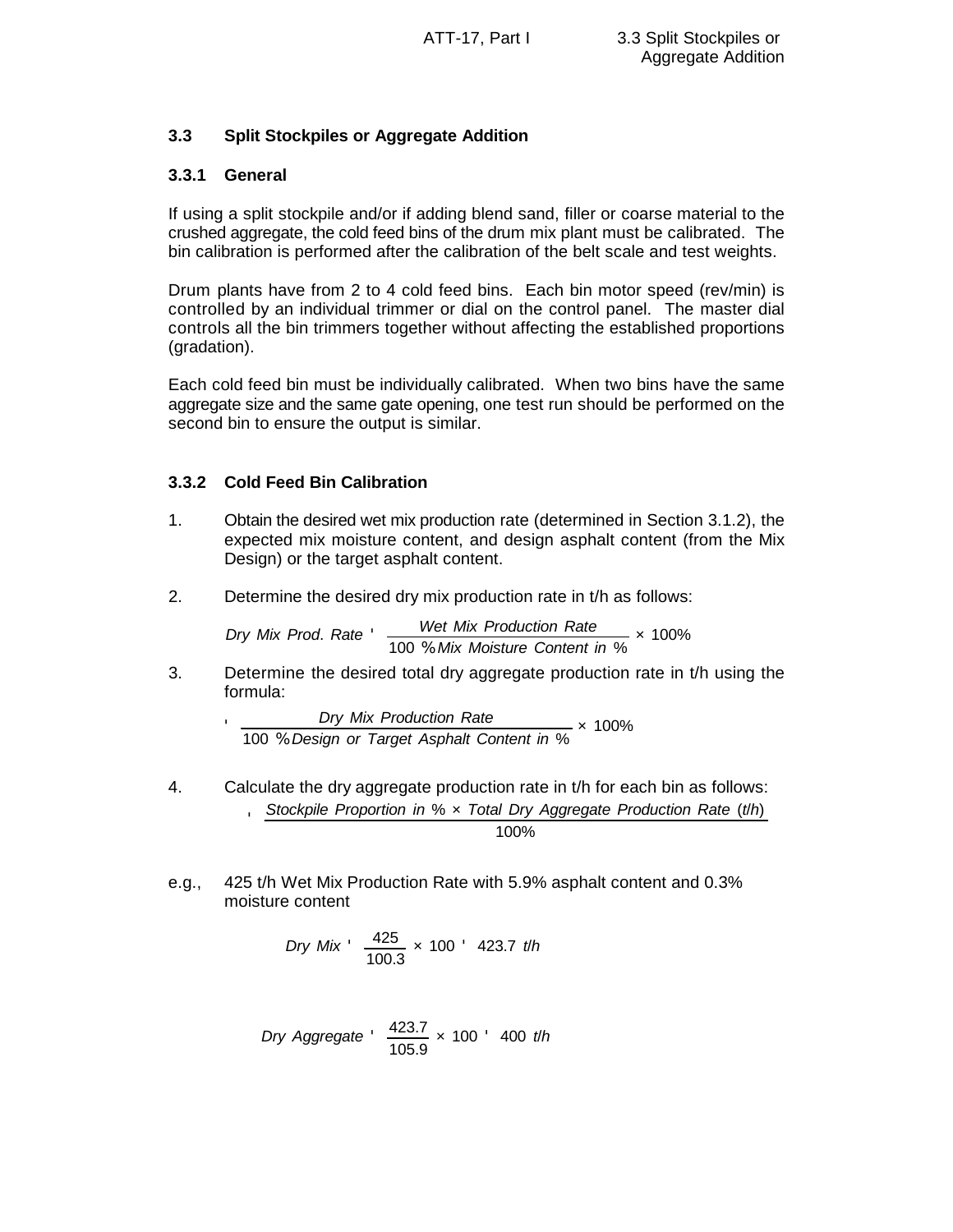### 3.3 Split Stockpiles or Aggregate Addition

#### 3.3.1 General

If using a split stockpile and/or if adding blend sand, filler or coarse material to the crushed aggregate, the cold feed bins of the drum mix plant must be calibrated. The bin calibration is performed after the calibration of the belt scale and test weights.

Drum plants have from 2 to 4 cold feed bins. Each bin motor speed (rev/min) is controlled by an individual trimmer or dial on the control panel. The master dial controls all the bin trimmers together without affecting the established proportions (gradation).

Each cold feed bin must be individually calibrated. When two bins have the same aggregate size and the same gate opening, one test run should be performed on the second bin to ensure the output is similar.

#### 3.3.2 Cold Feed Bin Calibration

1. Obtain the desired wet mix production rate (determined in Section 3.1.2), the expected mix moisture content, and design asphalt content (from the Mix Design) or the target asphalt content.

2. Determine the desired dry mix production rate in t/h as follows:

$$\textit{Dry Mix Prod. Rate} = \frac{\textit{Wet Mix Production Rate}}{100\,\% + \textit{Mix Moisture Content in}\ \%} \times 100\%$$

3. Determine the desired total dry aggregate production rate in t/h using the formula:

$$= \frac{\textit{Dry Mix Production Rate}}{100\,\% + \textit{Design or Target Asphalt Content in}\ \%} \times 100\%$$

4. Calculate the dry aggregate production rate in t/h for each bin as follows:

$$= \frac{\textit{Stockpile Proportion in}\ \% \times \textit{Total Dry Aggregate Production Rate}\ (t/h)}{100\%}$$

e.g., 425 t/h Wet Mix Production Rate with 5.9% asphalt content and 0.3% moisture content

$$\textit{Dry Mix} = \frac{425}{100.3} \times 100 = 423.7\ t/h$$

$$\textit{Dry Aggregate} = \frac{423.7}{105.9} \times 100 = 400\ t/h$$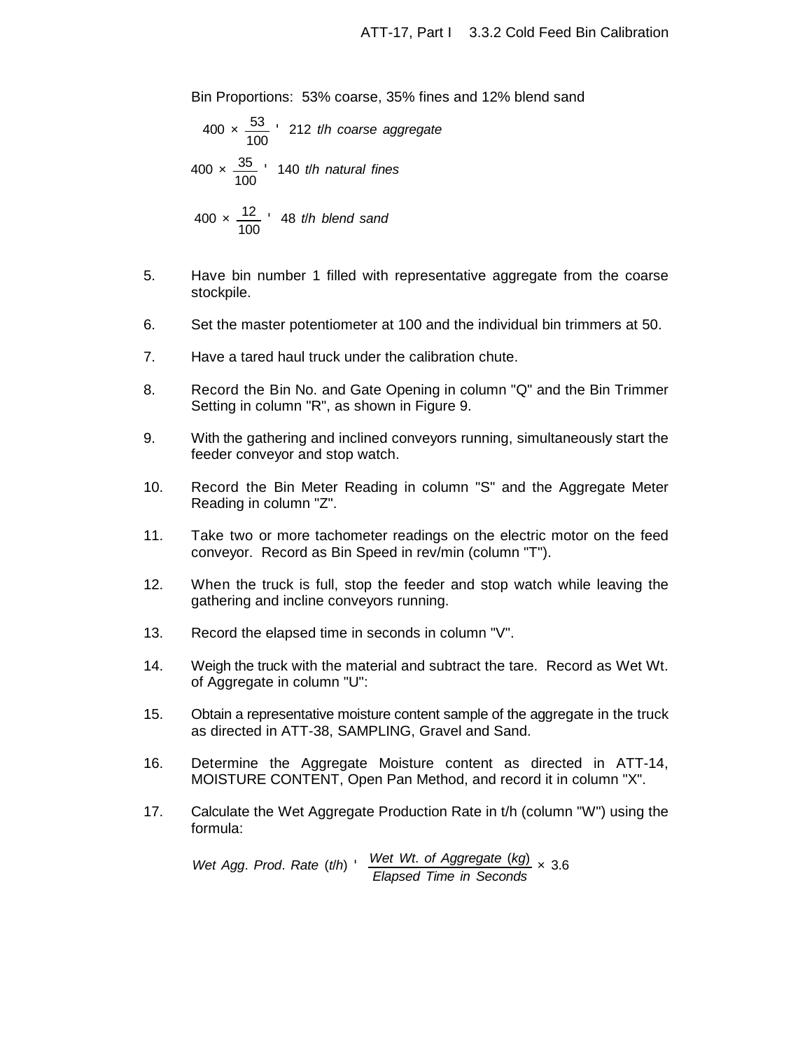Bin Proportions: 53% coarse, 35% fines and 12% blend sand

$$400 \times \frac{53}{100} = 212\ t/h\ coarse\ aggregate$$

$$400 \times \frac{35}{100} = 140\ t/h\ natural\ fines$$

$$400 \times \frac{12}{100} = 48\ t/h\ blend\ sand$$

5. Have bin number 1 filled with representative aggregate from the coarse stockpile.

6. Set the master potentiometer at 100 and the individual bin trimmers at 50.

7. Have a tared haul truck under the calibration chute.

8. Record the Bin No. and Gate Opening in column "Q" and the Bin Trimmer Setting in column "R", as shown in Figure 9.

9. With the gathering and inclined conveyors running, simultaneously start the feeder conveyor and stop watch.

10. Record the Bin Meter Reading in column "S" and the Aggregate Meter Reading in column "Z".

11. Take two or more tachometer readings on the electric motor on the feed conveyor. Record as Bin Speed in rev/min (column "T").

12. When the truck is full, stop the feeder and stop watch while leaving the gathering and incline conveyors running.

13. Record the elapsed time in seconds in column "V".

14. Weigh the truck with the material and subtract the tare. Record as Wet Wt. of Aggregate in column "U":

15. Obtain a representative moisture content sample of the aggregate in the truck as directed in ATT-38, SAMPLING, Gravel and Sand.

16. Determine the Aggregate Moisture content as directed in ATT-14, MOISTURE CONTENT, Open Pan Method, and record it in column "X".

17. Calculate the Wet Aggregate Production Rate in t/h (column "W") using the formula:

$$Wet\ Agg.\ Prod.\ Rate\ (t/h) = \frac{Wet\ Wt.\ of\ Aggregate\ (kg)}{Elapsed\ Time\ in\ Seconds} \times 3.6$$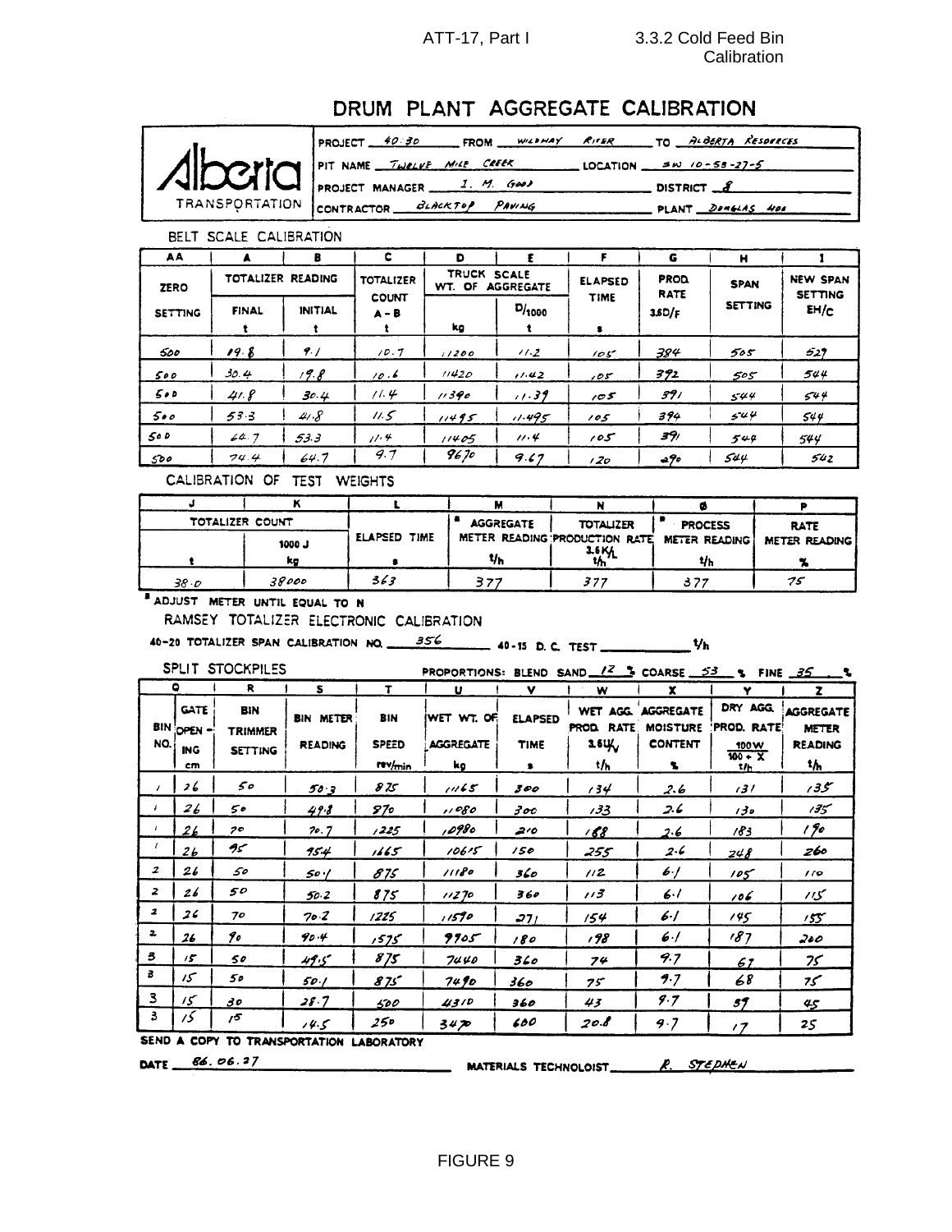# DRUM PLANT AGGREGATE CALIBRATION

Alberta TRANSPORTATION

PROJECT 40:30 FROM WILDHAY RIVER TO ALBERTA RESOURCES

PIT NAME TWELVE MILE CREEK LOCATION SW 10-55-27-5

PROJECT MANAGER I. M. GOOD DISTRICT 8

CONTRACTOR BLACKTOP PAVING PLANT DOUGLAS 400

## BELT SCALE CALIBRATION

| AA | A | B | C | D | E | F | G | H | I |
|---|---|---|---|---|---|---|---|---|---|
| ZERO SETTING | TOTALIZER READING | | TOTALIZER COUNT A – B | TRUCK SCALE WT. OF AGGREGATE | | ELAPSED TIME | PROD. RATE 3.6D/F | SPAN SETTING | NEW SPAN SETTING EH/C |
| | FINAL t | INITIAL t | t | kg | $D/_{1000}$ t | s | | | |
| 500 | 19.8 | 9.1 | 10.7 | 11200 | 11.2 | 105 | 384 | 505 | 529 |
| 500 | 30.4 | 19.8 | 10.6 | 11420 | 11.42 | 105 | 392 | 505 | 544 |
| 500 | 41.8 | 30.4 | 11.4 | 11390 | 11.39 | 105 | 391 | 544 | 544 |
| 500 | 53.3 | 41.8 | 11.5 | 11495 | 11.495 | 105 | 394 | 544 | 544 |
| 500 | 64.7 | 53.3 | 11.4 | 11405 | 11.4 | 105 | 391 | 544 | 544 |
| 500 | 74.4 | 64.7 | 9.7 | 9670 | 9.67 | 120 | 290 | 544 | 542 |

## CALIBRATION OF TEST WEIGHTS

| J | K | L | M | N | Ø | P |
|---|---|---|---|---|---|---|
| TOTALIZER COUNT | | ELAPSED TIME | * AGGREGATE METER READING | TOTALIZER PRODUCTION RATE 3.6K/L | * PROCESS METER READING | RATE METER READING |
| t | 1000 J kg | s | t/h | t/h | t/h | % |
| 38.0 | 38000 | 363 | 377 | 377 | 377 | 75 |

* ADJUST METER UNTIL EQUAL TO N

RAMSEY TOTALIZER ELECTRONIC CALIBRATION

40-20 TOTALIZER SPAN CALIBRATION NO. 356 40-15 D. C. TEST \_\_\_\_\_\_ t/h

## SPLIT STOCKPILES

PROPORTIONS: BLEND SAND 12 % COARSE 53 % FINE 35 %

| Q | | R | S | T | U | V | W | X | Y | Z |
|---|---|---|---|---|---|---|---|---|---|---|
| BIN NO. | GATE OPENING cm | BIN TRIMMER SETTING | BIN METER READING | BIN SPEED rev/min | WET WT. OF AGGREGATE kg | ELAPSED TIME s | WET AGG. PROD. RATE 3.6U/V t/h | AGGREGATE MOISTURE CONTENT % | DRY AGG. PROD. RATE $\frac{100W}{100+X}$ t/h | AGGREGATE METER READING t/h |
| 1 | 26 | 50 | 50.3 | 875 | 11165 | 300 | 134 | 2.6 | 131 | 135 |
| 1 | 26 | 50 | 49.8 | 870 | 11080 | 300 | 133 | 2.6 | 130 | 135 |
| 1 | 26 | 70 | 70.7 | 1225 | 10980 | 210 | 188 | 2.6 | 183 | 190 |
| 1 | 26 | 95 | 95.4 | 1665 | 10615 | 150 | 255 | 2.6 | 248 | 260 |
| 2 | 26 | 50 | 50.1 | 875 | 11180 | 360 | 112 | 6.1 | 105 | 110 |
| 2 | 26 | 50 | 50.2 | 875 | 11270 | 360 | 113 | 6.1 | 106 | 115 |
| 2 | 26 | 70 | 70.2 | 1225 | 11590 | 271 | 154 | 6.1 | 145 | 155 |
| 2 | 26 | 90 | 90.4 | 1575 | 9905 | 180 | 198 | 6.1 | 187 | 200 |
| 3 | 15 | 50 | 49.5 | 875 | 7440 | 360 | 74 | 9.7 | 67 | 75 |
| 3 | 15 | 50 | 50.1 | 875 | 7490 | 360 | 75 | 9.7 | 68 | 75 |
| 3 | 15 | 30 | 28.7 | 500 | 4310 | 360 | 43 | 9.7 | 39 | 45 |
| 3 | 15 | 15 | 14.5 | 250 | 3470 | 600 | 20.8 | 9.7 | 17 | 25 |

SEND A COPY TO TRANSPORTATION LABORATORY

DATE 86.06.27 MATERIALS TECHNOLOGIST R. STEPHEN

FIGURE 9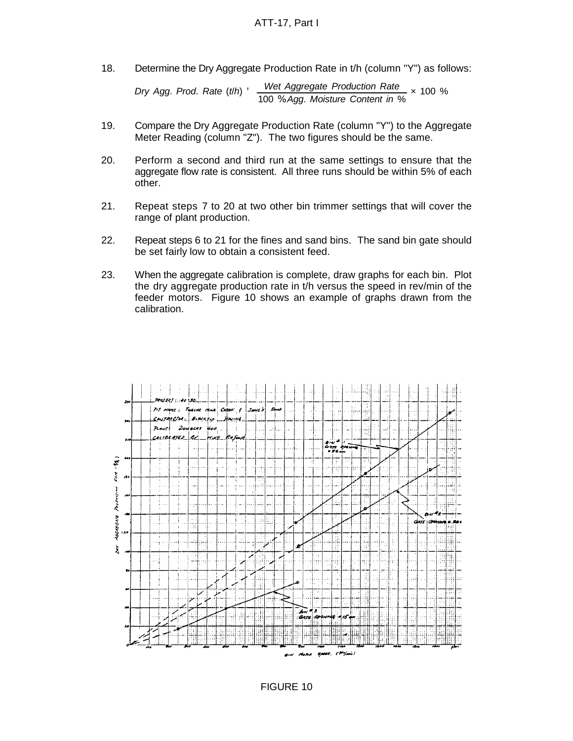18. Determine the Dry Aggregate Production Rate in t/h (column "Y") as follows:

$$Dry\ Agg.\ Prod.\ Rate\ (t/h) = \frac{Wet\ Aggregate\ Production\ Rate}{100\ \% + Agg.\ Moisture\ Content\ in\ \%} \times 100\ \%$$

19. Compare the Dry Aggregate Production Rate (column "Y") to the Aggregate Meter Reading (column "Z"). The two figures should be the same.

20. Perform a second and third run at the same settings to ensure that the aggregate flow rate is consistent. All three runs should be within 5% of each other.

21. Repeat steps 7 to 20 at two other bin trimmer settings that will cover the range of plant production.

22. Repeat steps 6 to 21 for the fines and sand bins. The sand bin gate should be set fairly low to obtain a consistent feed.

23. When the aggregate calibration is complete, draw graphs for each bin. Plot the dry aggregate production rate in t/h versus the speed in rev/min of the feeder motors. Figure 10 shows an example of graphs drawn from the calibration.

FIGURE 10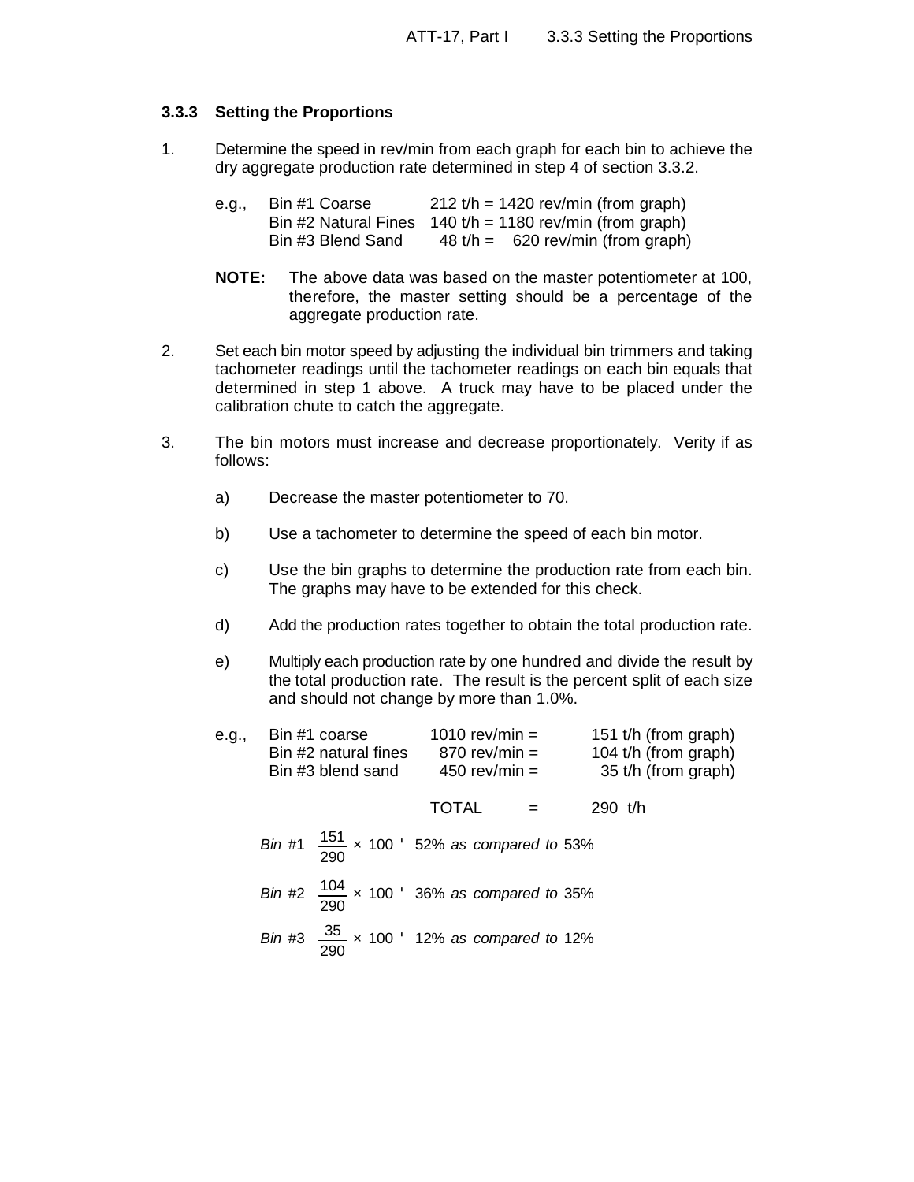### 3.3.3 Setting the Proportions

1. Determine the speed in rev/min from each graph for each bin to achieve the dry aggregate production rate determined in step 4 of section 3.3.2.

   e.g.,

   | | |
   |---|---|
   | Bin #1 Coarse | 212 t/h = 1420 rev/min (from graph) |
   | Bin #2 Natural Fines | 140 t/h = 1180 rev/min (from graph) |
   | Bin #3 Blend Sand | 48 t/h = 620 rev/min (from graph) |

   **NOTE:** The above data was based on the master potentiometer at 100, therefore, the master setting should be a percentage of the aggregate production rate.

2. Set each bin motor speed by adjusting the individual bin trimmers and taking tachometer readings until the tachometer readings on each bin equals that determined in step 1 above. A truck may have to be placed under the calibration chute to catch the aggregate.

3. The bin motors must increase and decrease proportionately. Verity if as follows:

   a) Decrease the master potentiometer to 70.

   b) Use a tachometer to determine the speed of each bin motor.

   c) Use the bin graphs to determine the production rate from each bin. The graphs may have to be extended for this check.

   d) Add the production rates together to obtain the total production rate.

   e) Multiply each production rate by one hundred and divide the result by the total production rate. The result is the percent split of each size and should not change by more than 1.0%.

   e.g.,

   | | | |
   |---|---|---|
   | Bin #1 coarse | 1010 rev/min = | 151 t/h (from graph) |
   | Bin #2 natural fines | 870 rev/min = | 104 t/h (from graph) |
   | Bin #3 blend sand | 450 rev/min = | 35 t/h (from graph) |
   | | TOTAL = | 290 t/h |

   $$Bin\ \#1 \quad \frac{151}{290} \times 100 = 52\%\ \textit{as compared to}\ 53\%$$

   $$Bin\ \#2 \quad \frac{104}{290} \times 100 = 36\%\ \textit{as compared to}\ 35\%$$

   $$Bin\ \#3 \quad \frac{35}{290} \times 100 = 12\%\ \textit{as compared to}\ 12\%$$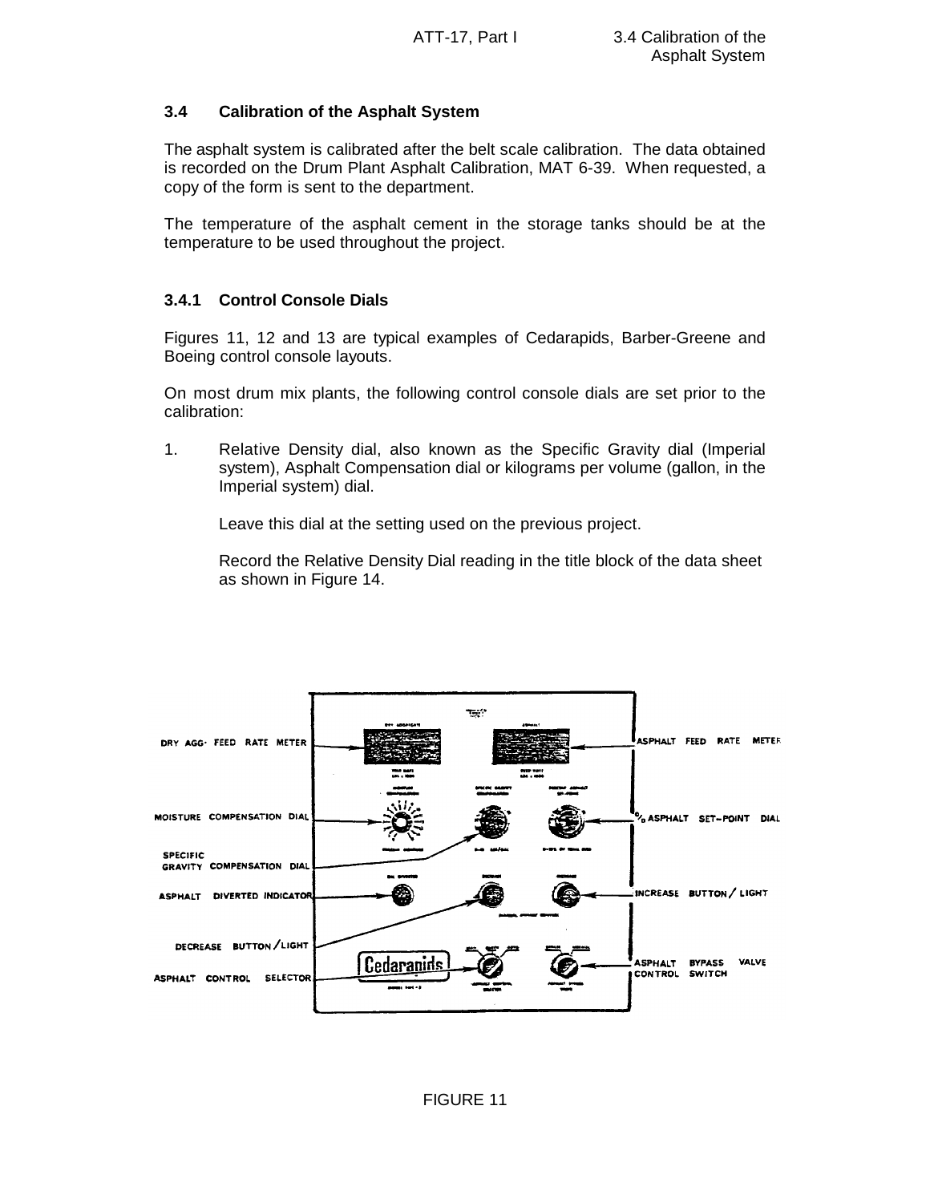### 3.4 Calibration of the Asphalt System

The asphalt system is calibrated after the belt scale calibration. The data obtained is recorded on the Drum Plant Asphalt Calibration, MAT 6-39. When requested, a copy of the form is sent to the department.

The temperature of the asphalt cement in the storage tanks should be at the temperature to be used throughout the project.

#### 3.4.1 Control Console Dials

Figures 11, 12 and 13 are typical examples of Cedarapids, Barber-Greene and Boeing control console layouts.

On most drum mix plants, the following control console dials are set prior to the calibration:

1. Relative Density dial, also known as the Specific Gravity dial (Imperial system), Asphalt Compensation dial or kilograms per volume (gallon, in the Imperial system) dial.

   Leave this dial at the setting used on the previous project.

   Record the Relative Density Dial reading in the title block of the data sheet as shown in Figure 14.

DRY AGG. FEED RATE METER

MOISTURE COMPENSATION DIAL

SPECIFIC GRAVITY COMPENSATION DIAL

ASPHALT DIVERTED INDICATOR

DECREASE BUTTON/LIGHT

ASPHALT CONTROL SELECTOR

ASPHALT FEED RATE METER

% ASPHALT SET-POINT DIAL

INCREASE BUTTON/LIGHT

ASPHALT BYPASS VALVE CONTROL SWITCH

FIGURE 11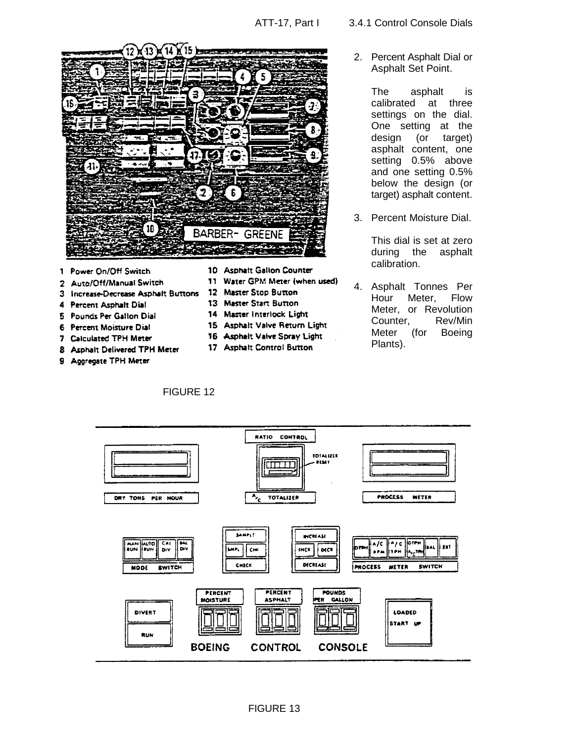1. Power On/Off Switch
2. Auto/Off/Manual Switch
3. Increase-Decrease Asphalt Buttons
4. Percent Asphalt Dial
5. Pounds Per Gallon Dial
6. Percent Moisture Dial
7. Calculated TPH Meter
8. Asphalt Delivered TPH Meter
9. Aggregate TPH Meter
10. Asphalt Gallon Counter
11. Water GPM Meter (when used)
12. Master Stop Button
13. Master Start Button
14. Master Interlock Light
15. Asphalt Valve Return Light
16. Asphalt Valve Spray Light
17. Asphalt Control Button

FIGURE 12

2. Percent Asphalt Dial or Asphalt Set Point.

   The asphalt is calibrated at three settings on the dial. One setting at the design (or target) asphalt content, one setting 0.5% above and one setting 0.5% below the design (or target) asphalt content.

3. Percent Moisture Dial.

   This dial is set at zero during the asphalt calibration.

4. Asphalt Tonnes Per Hour Meter, Flow Meter, or Revolution Counter, Rev/Min Meter (for Boeing Plants).

FIGURE 13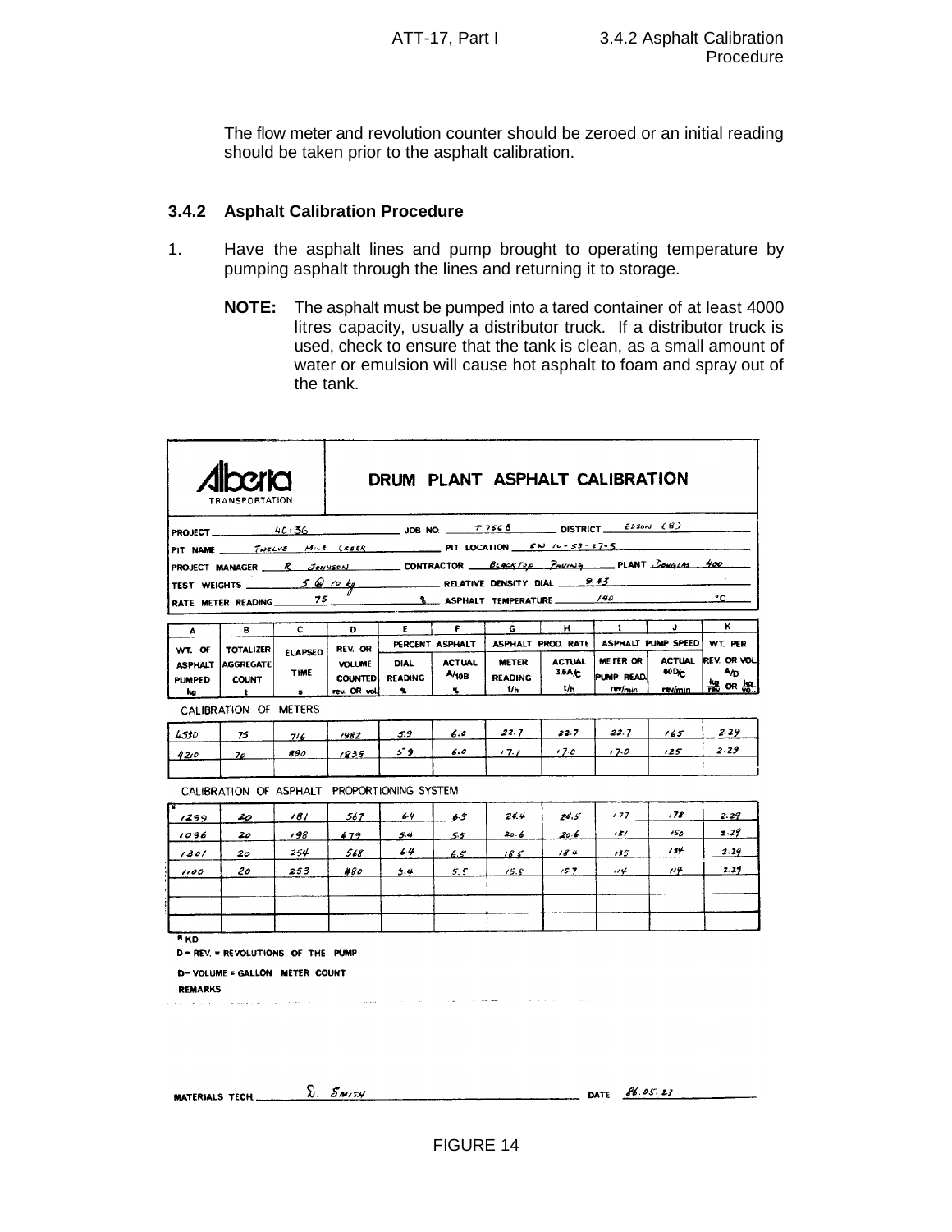The flow meter and revolution counter should be zeroed or an initial reading should be taken prior to the asphalt calibration.

### 3.4.2 Asphalt Calibration Procedure

1. Have the asphalt lines and pump brought to operating temperature by pumping asphalt through the lines and returning it to storage.

   **NOTE:** The asphalt must be pumped into a tared container of at least 4000 litres capacity, usually a distributor truck. If a distributor truck is used, check to ensure that the tank is clean, as a small amount of water or emulsion will cause hot asphalt to foam and spray out of the tank.

**Alberta TRANSPORTATION**

**DRUM PLANT ASPHALT CALIBRATION**

PROJECT 40:36 JOB NO. T 7668 DISTRICT EDSON (8)

PIT NAME TWELVE MILE CREEK PIT LOCATION SW 10-53-27-5

PROJECT MANAGER R. JOHNSON CONTRACTOR BLACKTOP PAVING PLANT DOUGLAS 400

TEST WEIGHTS 5 @ 10 kg RELATIVE DENSITY DIAL 9.43

RATE METER READING 75 % ASPHALT TEMPERATURE 140 °C

| A | B | C | D | E | F | G | H | I | J | K |
|---|---|---|---|---|---|---|---|---|---|---|
| | | | | PERCENT ASPHALT | | ASPHALT PROD. RATE | | ASPHALT PUMP SPEED | | |
| WT. OF ASPHALT PUMPED kg | TOTALIZER AGGREGATE COUNT t | ELAPSED TIME s | REV. OR VOLUME COUNTED rev. OR vol. | DIAL READING % | ACTUAL A/10B % | METER READING t/h | ACTUAL 3.6A/C t/h | METER OR PUMP READ. rev/min | ACTUAL 60D/C rev/min | WT. PER REV. OR VOL. A/D kg/rev OR kg/vol. |
| **CALIBRATION OF METERS** | | | | | | | | | | |
| 4530 | 75 | 716 | 1982 | 5.9 | 6.0 | 22.7 | 22.7 | 22.7 | 165 | 2.29 |
| 4210 | 70 | 890 | 1838 | 5.9 | 6.0 | 17.1 | 17.0 | 17.0 | 125 | 2.29 |
| | | | | | | | | | | |
| **CALIBRATION OF ASPHALT PROPORTIONING SYSTEM** | | | | | | | | | | |
| *1299 | 20 | 181 | 567 | 6.4 | 6.5 | 26.4 | 26.5 | 177 | 178 | 2.29 |
| 1096 | 20 | 198 | 479 | 5.4 | 5.5 | 20.6 | 20.6 | 151 | 150 | 2.29 |
| 1301 | 20 | 254 | 568 | 6.4 | 6.5 | 18.5 | 18.4 | 135 | 134 | 2.29 |
| 1100 | 20 | 253 | 480 | 5.4 | 5.5 | 15.8 | 15.7 | 114 | 114 | 2.29 |
| | | | | | | | | | | |
| | | | | | | | | | | |
| | | | | | | | | | | |

* KD

D – REV. = REVOLUTIONS OF THE PUMP

D – VOLUME = GALLON METER COUNT

REMARKS

MATERIALS TECH. D. SMITH DATE 86.05.23

FIGURE 14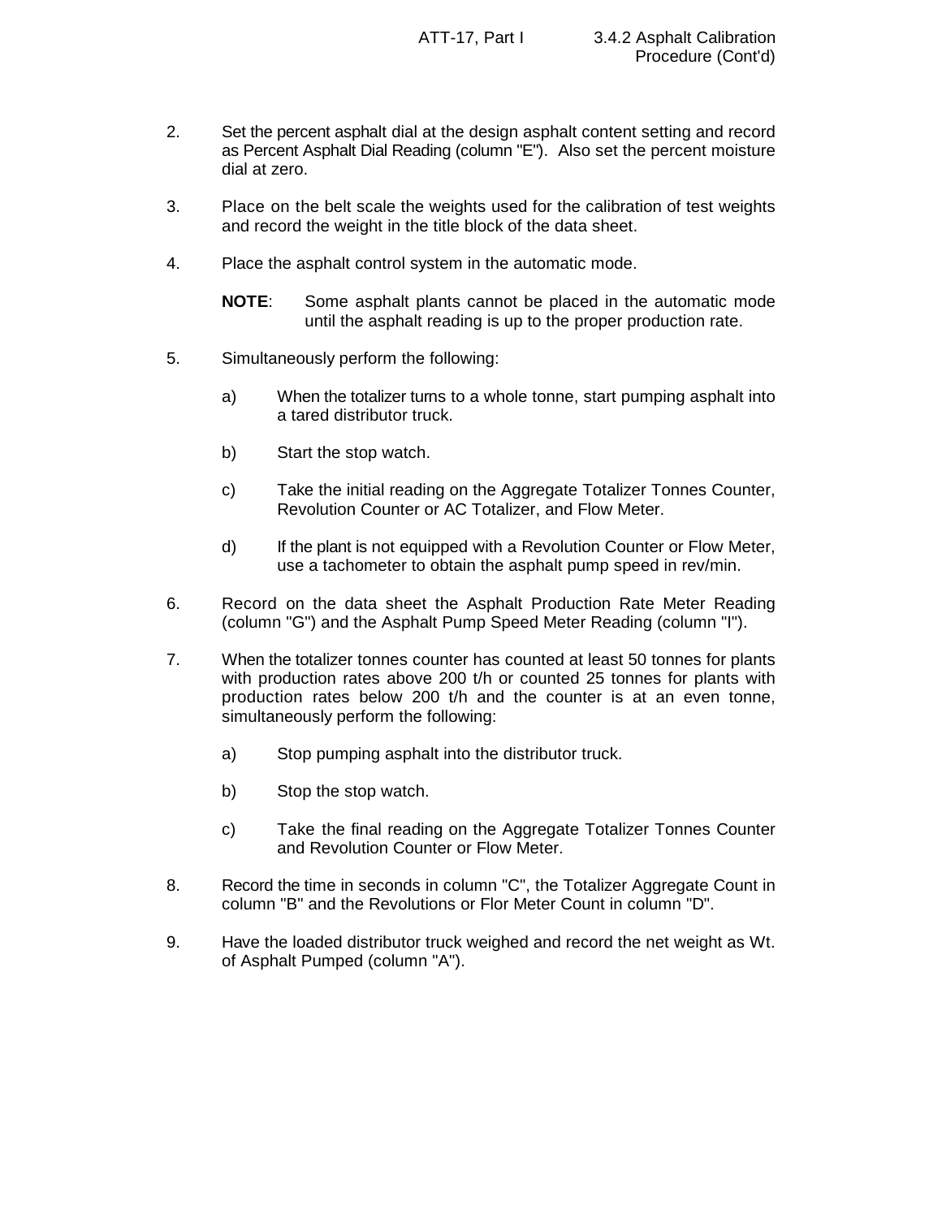2. Set the percent asphalt dial at the design asphalt content setting and record as Percent Asphalt Dial Reading (column "E"). Also set the percent moisture dial at zero.

3. Place on the belt scale the weights used for the calibration of test weights and record the weight in the title block of the data sheet.

4. Place the asphalt control system in the automatic mode.

   **NOTE**: Some asphalt plants cannot be placed in the automatic mode until the asphalt reading is up to the proper production rate.

5. Simultaneously perform the following:

   a) When the totalizer turns to a whole tonne, start pumping asphalt into a tared distributor truck.

   b) Start the stop watch.

   c) Take the initial reading on the Aggregate Totalizer Tonnes Counter, Revolution Counter or AC Totalizer, and Flow Meter.

   d) If the plant is not equipped with a Revolution Counter or Flow Meter, use a tachometer to obtain the asphalt pump speed in rev/min.

6. Record on the data sheet the Asphalt Production Rate Meter Reading (column "G") and the Asphalt Pump Speed Meter Reading (column "I").

7. When the totalizer tonnes counter has counted at least 50 tonnes for plants with production rates above 200 t/h or counted 25 tonnes for plants with production rates below 200 t/h and the counter is at an even tonne, simultaneously perform the following:

   a) Stop pumping asphalt into the distributor truck.

   b) Stop the stop watch.

   c) Take the final reading on the Aggregate Totalizer Tonnes Counter and Revolution Counter or Flow Meter.

8. Record the time in seconds in column "C", the Totalizer Aggregate Count in column "B" and the Revolutions or Flor Meter Count in column "D".

9. Have the loaded distributor truck weighed and record the net weight as Wt. of Asphalt Pumped (column "A").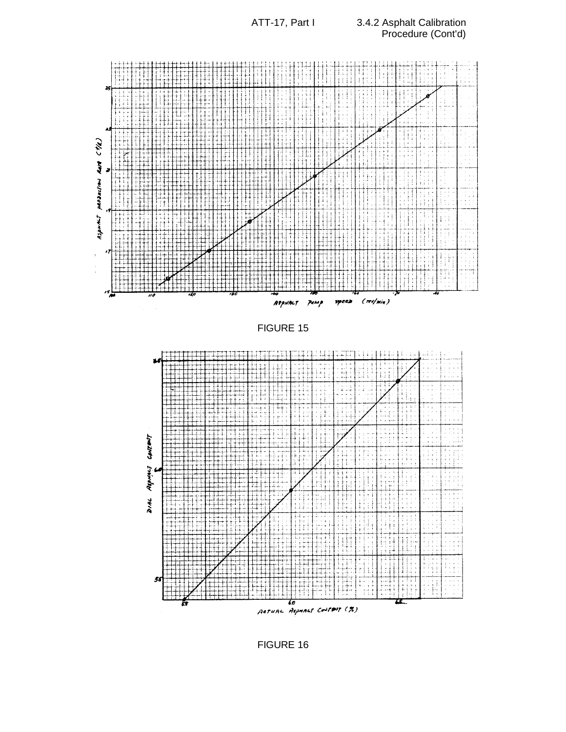FIGURE 15

FIGURE 16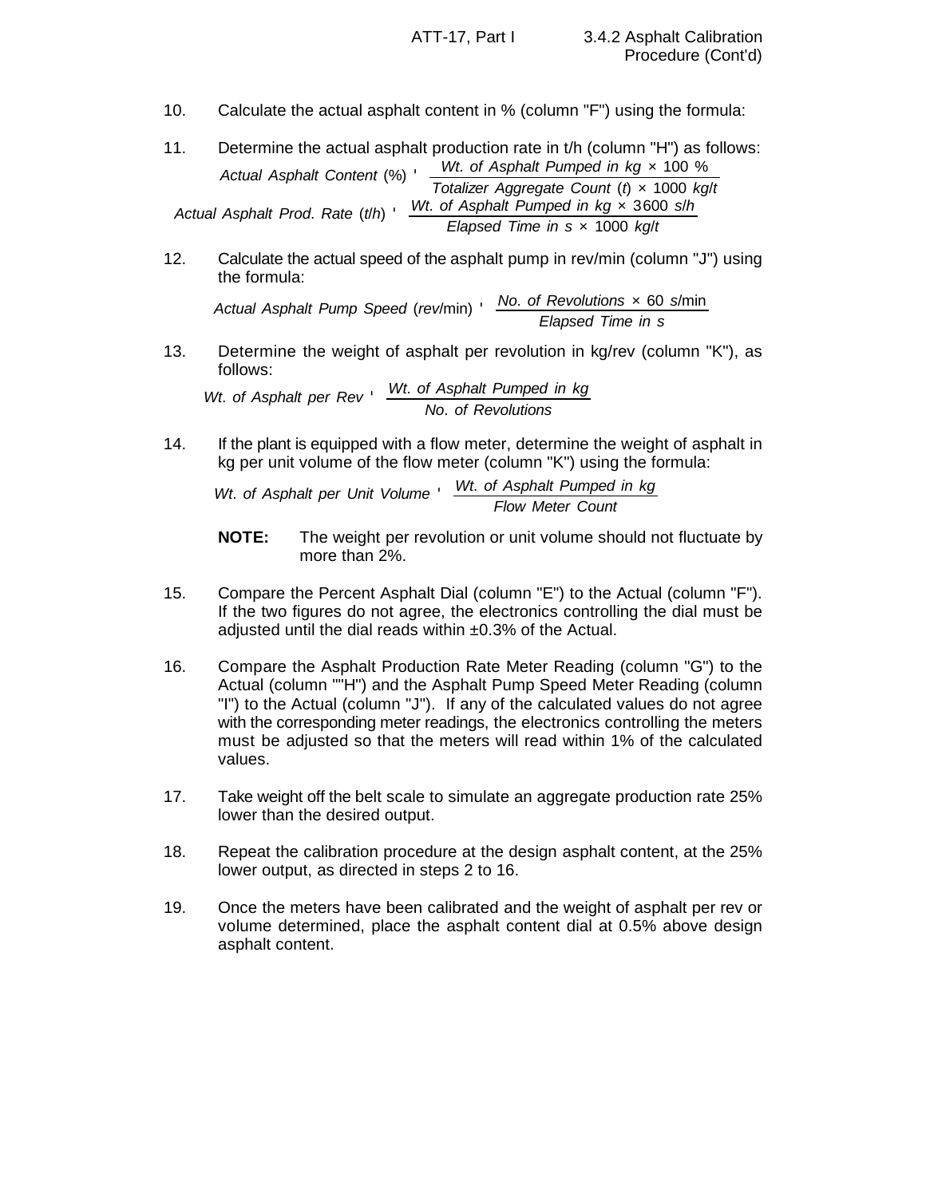10. Calculate the actual asphalt content in % (column "F") using the formula:

11. Determine the actual asphalt production rate in t/h (column "H") as follows:

$$Actual\ Asphalt\ Content\ (\%) = \frac{Wt.\ of\ Asphalt\ Pumped\ in\ kg \times 100\ \%}{Totalizer\ Aggregate\ Count\ (t) \times 1000\ kg/t}$$

$$Actual\ Asphalt\ Prod.\ Rate\ (t/h) = \frac{Wt.\ of\ Asphalt\ Pumped\ in\ kg \times 3600\ s/h}{Elapsed\ Time\ in\ s \times 1000\ kg/t}$$

12. Calculate the actual speed of the asphalt pump in rev/min (column "J") using the formula:

$$Actual\ Asphalt\ Pump\ Speed\ (rev/\text{min}) = \frac{No.\ of\ Revolutions \times 60\ s/\text{min}}{Elapsed\ Time\ in\ s}$$

13. Determine the weight of asphalt per revolution in kg/rev (column "K"), as follows:

$$Wt.\ of\ Asphalt\ per\ Rev = \frac{Wt.\ of\ Asphalt\ Pumped\ in\ kg}{No.\ of\ Revolutions}$$

14. If the plant is equipped with a flow meter, determine the weight of asphalt in kg per unit volume of the flow meter (column "K") using the formula:

$$Wt.\ of\ Asphalt\ per\ Unit\ Volume = \frac{Wt.\ of\ Asphalt\ Pumped\ in\ kg}{Flow\ Meter\ Count}$$

**NOTE:** The weight per revolution or unit volume should not fluctuate by more than 2%.

15. Compare the Percent Asphalt Dial (column "E") to the Actual (column "F"). If the two figures do not agree, the electronics controlling the dial must be adjusted until the dial reads within ±0.3% of the Actual.

16. Compare the Asphalt Production Rate Meter Reading (column "G") to the Actual (column ""H") and the Asphalt Pump Speed Meter Reading (column "I") to the Actual (column "J"). If any of the calculated values do not agree with the corresponding meter readings, the electronics controlling the meters must be adjusted so that the meters will read within 1% of the calculated values.

17. Take weight off the belt scale to simulate an aggregate production rate 25% lower than the desired output.

18. Repeat the calibration procedure at the design asphalt content, at the 25% lower output, as directed in steps 2 to 16.

19. Once the meters have been calibrated and the weight of asphalt per rev or volume determined, place the asphalt content dial at 0.5% above design asphalt content.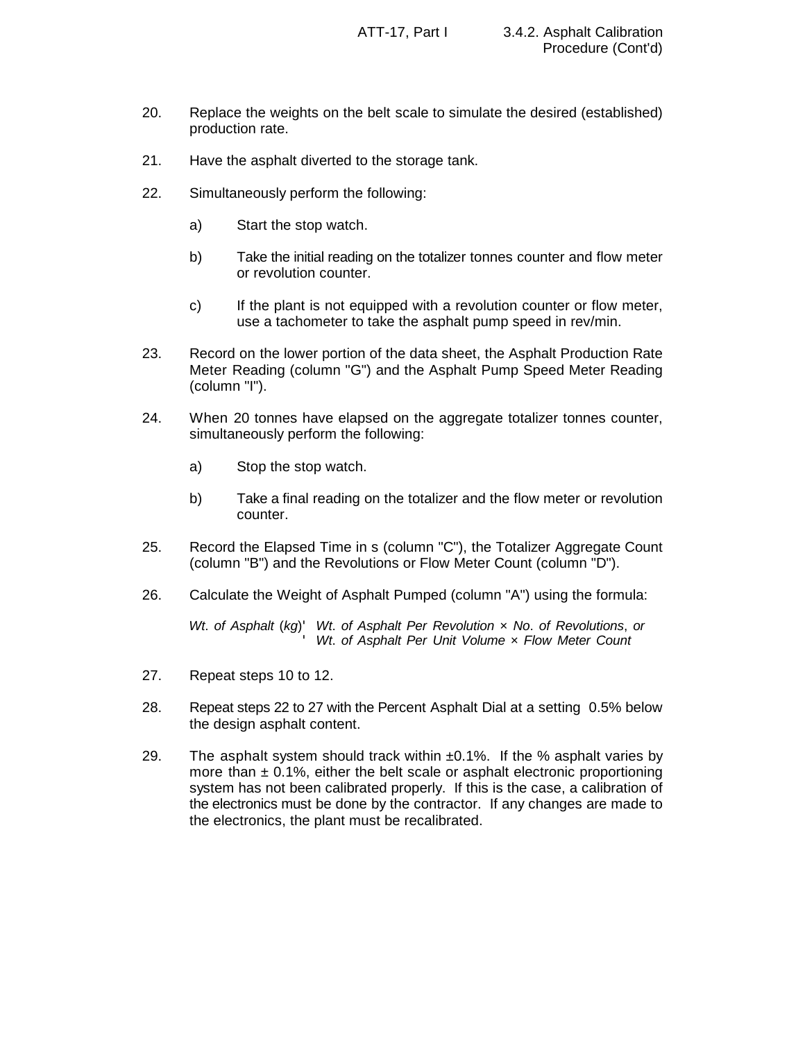20. Replace the weights on the belt scale to simulate the desired (established) production rate.

21. Have the asphalt diverted to the storage tank.

22. Simultaneously perform the following:

    a) Start the stop watch.

    b) Take the initial reading on the totalizer tonnes counter and flow meter or revolution counter.

    c) If the plant is not equipped with a revolution counter or flow meter, use a tachometer to take the asphalt pump speed in rev/min.

23. Record on the lower portion of the data sheet, the Asphalt Production Rate Meter Reading (column "G") and the Asphalt Pump Speed Meter Reading (column "I").

24. When 20 tonnes have elapsed on the aggregate totalizer tonnes counter, simultaneously perform the following:

    a) Stop the stop watch.

    b) Take a final reading on the totalizer and the flow meter or revolution counter.

25. Record the Elapsed Time in s (column "C"), the Totalizer Aggregate Count (column "B") and the Revolutions or Flow Meter Count (column "D").

26. Calculate the Weight of Asphalt Pumped (column "A") using the formula:

$$\begin{aligned} \text{Wt. of Asphalt (kg)} &= \text{Wt. of Asphalt Per Revolution} \times \text{No. of Revolutions, or} \\ &= \text{Wt. of Asphalt Per Unit Volume} \times \text{Flow Meter Count} \end{aligned}$$

27. Repeat steps 10 to 12.

28. Repeat steps 22 to 27 with the Percent Asphalt Dial at a setting 0.5% below the design asphalt content.

29. The asphalt system should track within ±0.1%. If the % asphalt varies by more than ± 0.1%, either the belt scale or asphalt electronic proportioning system has not been calibrated properly. If this is the case, a calibration of the electronics must be done by the contractor. If any changes are made to the electronics, the plant must be recalibrated.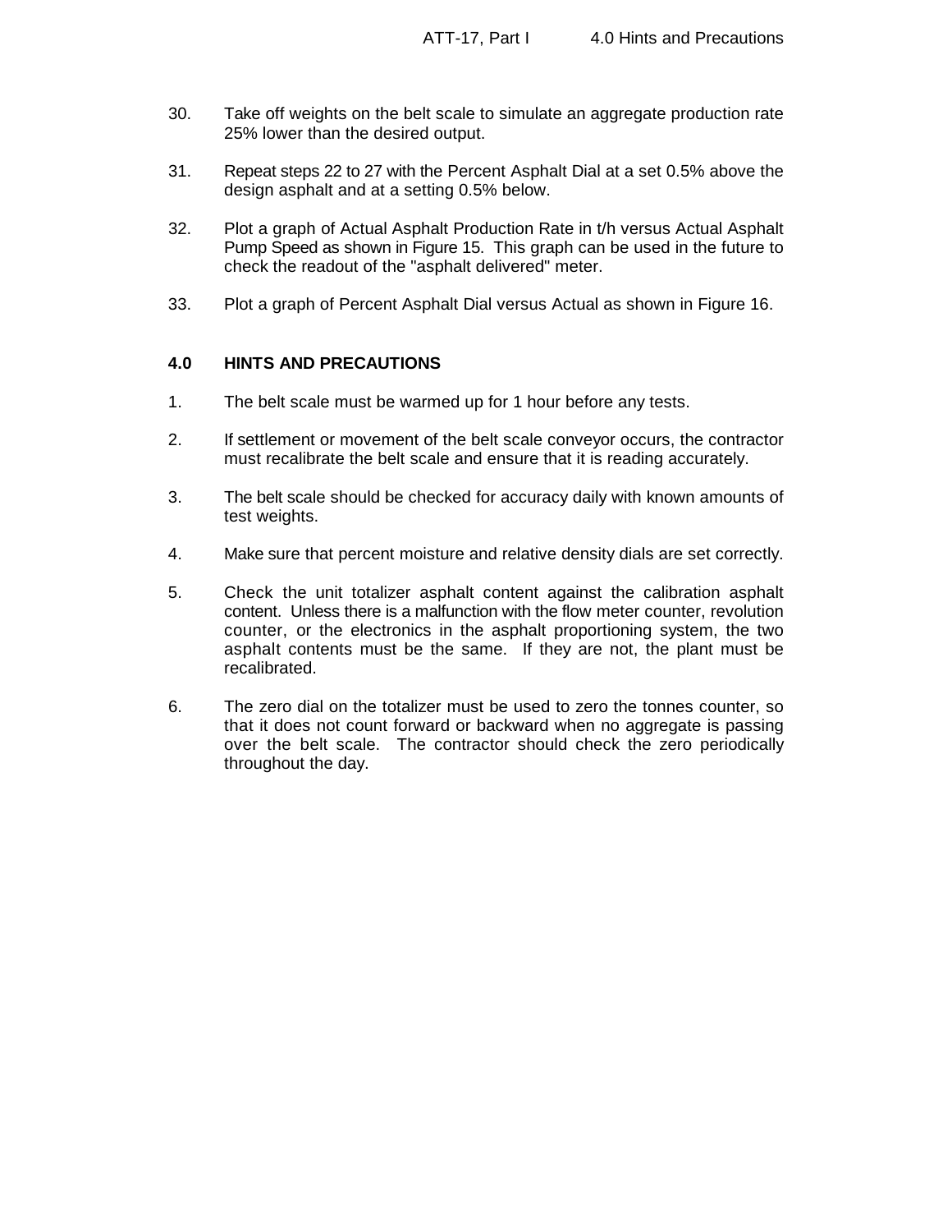30. Take off weights on the belt scale to simulate an aggregate production rate 25% lower than the desired output.

31. Repeat steps 22 to 27 with the Percent Asphalt Dial at a set 0.5% above the design asphalt and at a setting 0.5% below.

32. Plot a graph of Actual Asphalt Production Rate in t/h versus Actual Asphalt Pump Speed as shown in Figure 15. This graph can be used in the future to check the readout of the "asphalt delivered" meter.

33. Plot a graph of Percent Asphalt Dial versus Actual as shown in Figure 16.

## 4.0 HINTS AND PRECAUTIONS

1. The belt scale must be warmed up for 1 hour before any tests.

2. If settlement or movement of the belt scale conveyor occurs, the contractor must recalibrate the belt scale and ensure that it is reading accurately.

3. The belt scale should be checked for accuracy daily with known amounts of test weights.

4. Make sure that percent moisture and relative density dials are set correctly.

5. Check the unit totalizer asphalt content against the calibration asphalt content. Unless there is a malfunction with the flow meter counter, revolution counter, or the electronics in the asphalt proportioning system, the two asphalt contents must be the same. If they are not, the plant must be recalibrated.

6. The zero dial on the totalizer must be used to zero the tonnes counter, so that it does not count forward or backward when no aggregate is passing over the belt scale. The contractor should check the zero periodically throughout the day.